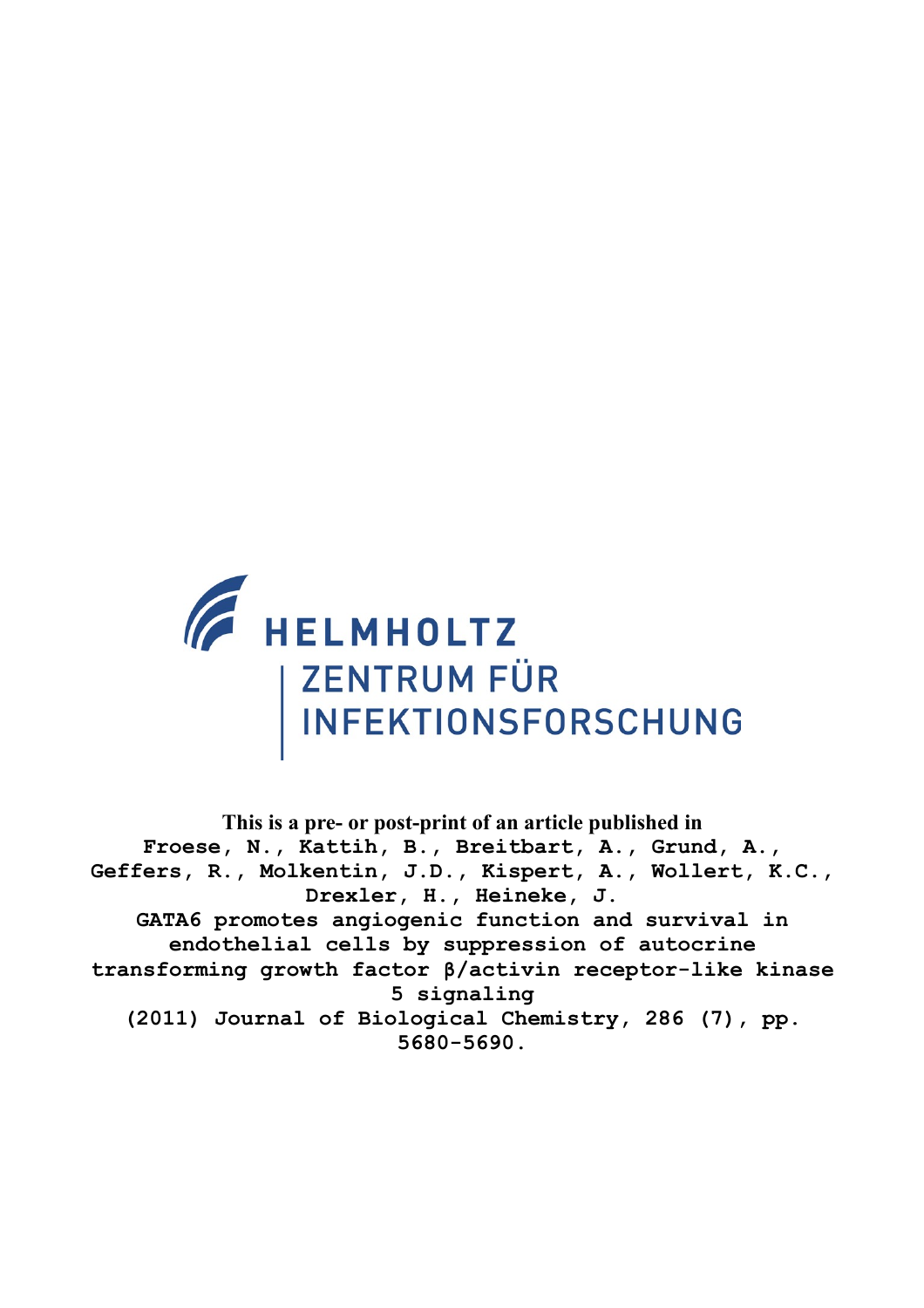HELMHOLTZ
ZENTRUM FÜR
INFEKTIONSFORSCHUNG

**This is a pre- or post-print of an article published in**

**Froese, N., Kattih, B., Breitbart, A., Grund, A., Geffers, R., Molkentin, J.D., Kispert, A., Wollert, K.C., Drexler, H., Heineke, J.**

**GATA6 promotes angiogenic function and survival in endothelial cells by suppression of autocrine transforming growth factor β/activin receptor-like kinase 5 signaling**

**(2011) Journal of Biological Chemistry, 286 (7), pp. 5680-5690.**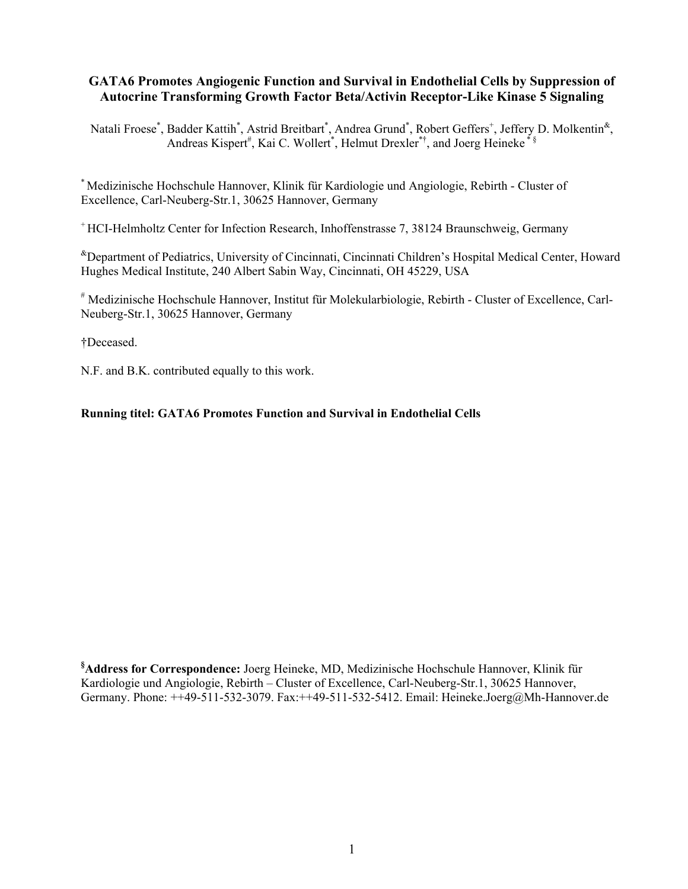# GATA6 Promotes Angiogenic Function and Survival in Endothelial Cells by Suppression of Autocrine Transforming Growth Factor Beta/Activin Receptor-Like Kinase 5 Signaling

Natali Froese[*], Badder Kattih[*], Astrid Breitbart[*], Andrea Grund[*], Robert Geffers[+], Jeffery D. Molkentin[&], Andreas Kispert[#], Kai C. Wollert[*], Helmut Drexler[*†], and Joerg Heineke[* §]

[*] Medizinische Hochschule Hannover, Klinik für Kardiologie und Angiologie, Rebirth - Cluster of Excellence, Carl-Neuberg-Str.1, 30625 Hannover, Germany

[+] HCI-Helmholtz Center for Infection Research, Inhoffenstrasse 7, 38124 Braunschweig, Germany

[&]Department of Pediatrics, University of Cincinnati, Cincinnati Children's Hospital Medical Center, Howard Hughes Medical Institute, 240 Albert Sabin Way, Cincinnati, OH 45229, USA

[#] Medizinische Hochschule Hannover, Institut für Molekularbiologie, Rebirth - Cluster of Excellence, Carl-Neuberg-Str.1, 30625 Hannover, Germany

†Deceased.

N.F. and B.K. contributed equally to this work.

**Running titel: GATA6 Promotes Function and Survival in Endothelial Cells**

[§]**Address for Correspondence:** Joerg Heineke, MD, Medizinische Hochschule Hannover, Klinik für Kardiologie und Angiologie, Rebirth – Cluster of Excellence, Carl-Neuberg-Str.1, 30625 Hannover, Germany. Phone: ++49-511-532-3079. Fax:++49-511-532-5412. Email: Heineke.Joerg@Mh-Hannover.de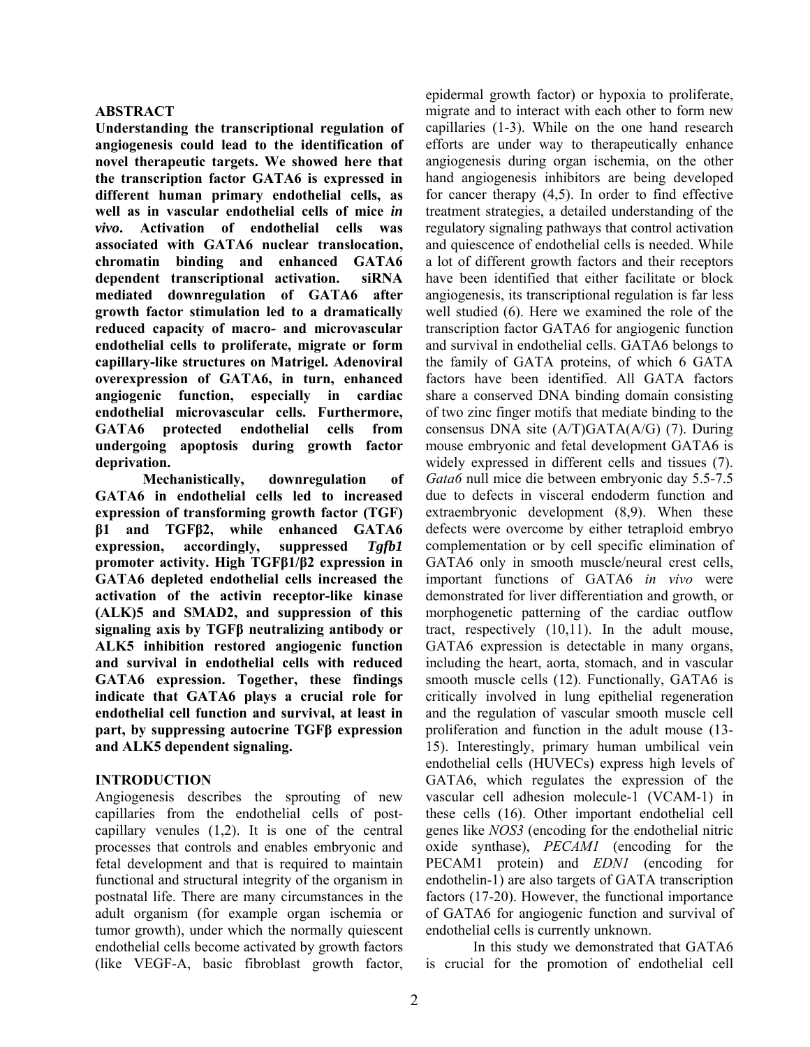## ABSTRACT

**Understanding the transcriptional regulation of angiogenesis could lead to the identification of novel therapeutic targets. We showed here that the transcription factor GATA6 is expressed in different human primary endothelial cells, as well as in vascular endothelial cells of mice *in vivo*. Activation of endothelial cells was associated with GATA6 nuclear translocation, chromatin binding and enhanced GATA6 dependent transcriptional activation. siRNA mediated downregulation of GATA6 after growth factor stimulation led to a dramatically reduced capacity of macro- and microvascular endothelial cells to proliferate, migrate or form capillary-like structures on Matrigel. Adenoviral overexpression of GATA6, in turn, enhanced angiogenic function, especially in cardiac endothelial microvascular cells. Furthermore, GATA6 protected endothelial cells from undergoing apoptosis during growth factor deprivation.**

**Mechanistically, downregulation of GATA6 in endothelial cells led to increased expression of transforming growth factor (TGF) β1 and TGFβ2, while enhanced GATA6 expression, accordingly, suppressed *Tgfb1* promoter activity. High TGFβ1/β2 expression in GATA6 depleted endothelial cells increased the activation of the activin receptor-like kinase (ALK)5 and SMAD2, and suppression of this signaling axis by TGFβ neutralizing antibody or ALK5 inhibition restored angiogenic function and survival in endothelial cells with reduced GATA6 expression. Together, these findings indicate that GATA6 plays a crucial role for endothelial cell function and survival, at least in part, by suppressing autocrine TGFβ expression and ALK5 dependent signaling.**

## INTRODUCTION

Angiogenesis describes the sprouting of new capillaries from the endothelial cells of post-capillary venules (1,2). It is one of the central processes that controls and enables embryonic and fetal development and that is required to maintain functional and structural integrity of the organism in postnatal life. There are many circumstances in the adult organism (for example organ ischemia or tumor growth), under which the normally quiescent endothelial cells become activated by growth factors (like VEGF-A, basic fibroblast growth factor, epidermal growth factor) or hypoxia to proliferate, migrate and to interact with each other to form new capillaries (1-3). While on the one hand research efforts are under way to therapeutically enhance angiogenesis during organ ischemia, on the other hand angiogenesis inhibitors are being developed for cancer therapy (4,5). In order to find effective treatment strategies, a detailed understanding of the regulatory signaling pathways that control activation and quiescence of endothelial cells is needed. While a lot of different growth factors and their receptors have been identified that either facilitate or block angiogenesis, its transcriptional regulation is far less well studied (6). Here we examined the role of the transcription factor GATA6 for angiogenic function and survival in endothelial cells. GATA6 belongs to the family of GATA proteins, of which 6 GATA factors have been identified. All GATA factors share a conserved DNA binding domain consisting of two zinc finger motifs that mediate binding to the consensus DNA site (A/T)GATA(A/G) (7). During mouse embryonic and fetal development GATA6 is widely expressed in different cells and tissues (7). *Gata6* null mice die between embryonic day 5.5-7.5 due to defects in visceral endoderm function and extraembryonic development (8,9). When these defects were overcome by either tetraploid embryo complementation or by cell specific elimination of GATA6 only in smooth muscle/neural crest cells, important functions of GATA6 *in vivo* were demonstrated for liver differentiation and growth, or morphogenetic patterning of the cardiac outflow tract, respectively (10,11). In the adult mouse, GATA6 expression is detectable in many organs, including the heart, aorta, stomach, and in vascular smooth muscle cells (12). Functionally, GATA6 is critically involved in lung epithelial regeneration and the regulation of vascular smooth muscle cell proliferation and function in the adult mouse (13-15). Interestingly, primary human umbilical vein endothelial cells (HUVECs) express high levels of GATA6, which regulates the expression of the vascular cell adhesion molecule-1 (VCAM-1) in these cells (16). Other important endothelial cell genes like *NOS3* (encoding for the endothelial nitric oxide synthase), *PECAM1* (encoding for the PECAM1 protein) and *EDN1* (encoding for endothelin-1) are also targets of GATA transcription factors (17-20). However, the functional importance of GATA6 for angiogenic function and survival of endothelial cells is currently unknown.

In this study we demonstrated that GATA6 is crucial for the promotion of endothelial cell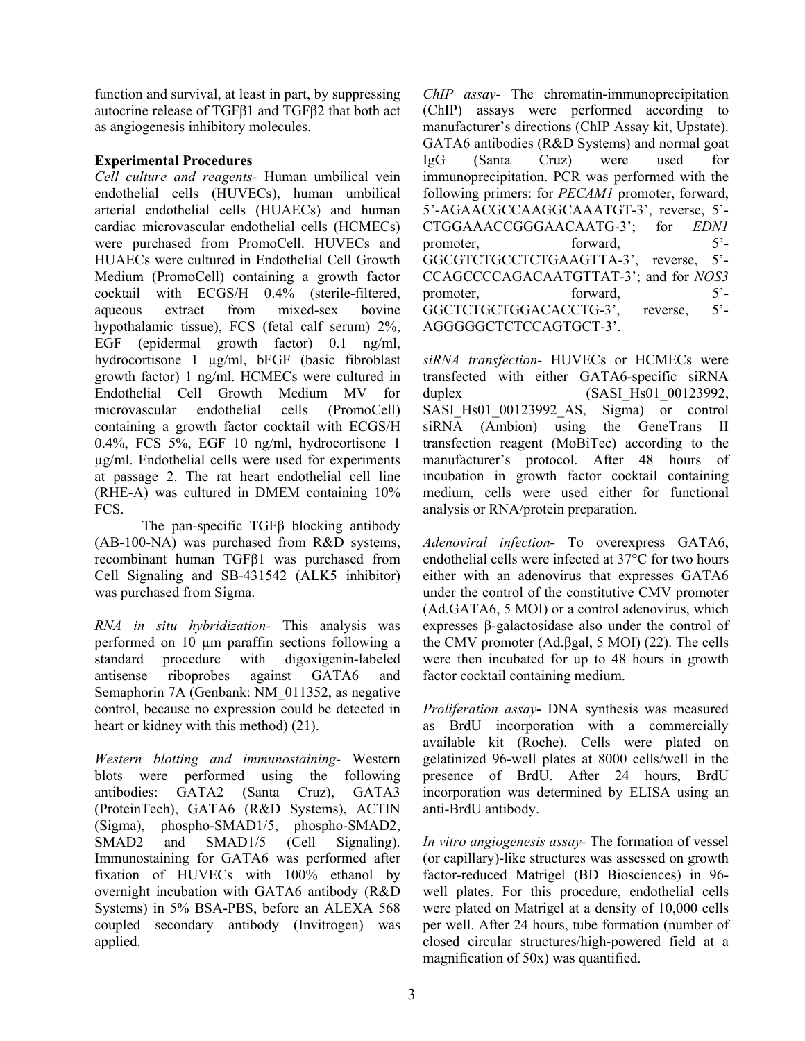function and survival, at least in part, by suppressing autocrine release of TGFβ1 and TGFβ2 that both act as angiogenesis inhibitory molecules.

## Experimental Procedures

*Cell culture and reagents-* Human umbilical vein endothelial cells (HUVECs), human umbilical arterial endothelial cells (HUAECs) and human cardiac microvascular endothelial cells (HCMECs) were purchased from PromoCell. HUVECs and HUAECs were cultured in Endothelial Cell Growth Medium (PromoCell) containing a growth factor cocktail with ECGS/H 0.4% (sterile-filtered, aqueous extract from mixed-sex bovine hypothalamic tissue), FCS (fetal calf serum) 2%, EGF (epidermal growth factor) 0.1 ng/ml, hydrocortisone 1 µg/ml, bFGF (basic fibroblast growth factor) 1 ng/ml. HCMECs were cultured in Endothelial Cell Growth Medium MV for microvascular endothelial cells (PromoCell) containing a growth factor cocktail with ECGS/H 0.4%, FCS 5%, EGF 10 ng/ml, hydrocortisone 1 µg/ml. Endothelial cells were used for experiments at passage 2. The rat heart endothelial cell line (RHE-A) was cultured in DMEM containing 10% FCS.

The pan-specific TGFβ blocking antibody (AB-100-NA) was purchased from R&D systems, recombinant human TGFβ1 was purchased from Cell Signaling and SB-431542 (ALK5 inhibitor) was purchased from Sigma.

*RNA in situ hybridization-* This analysis was performed on 10 µm paraffin sections following a standard procedure with digoxigenin-labeled antisense riboprobes against GATA6 and Semaphorin 7A (Genbank: NM_011352, as negative control, because no expression could be detected in heart or kidney with this method) (21).

*Western blotting and immunostaining-* Western blots were performed using the following antibodies: GATA2 (Santa Cruz), GATA3 (ProteinTech), GATA6 (R&D Systems), ACTIN (Sigma), phospho-SMAD1/5, phospho-SMAD2, SMAD2 and SMAD1/5 (Cell Signaling). Immunostaining for GATA6 was performed after fixation of HUVECs with 100% ethanol by overnight incubation with GATA6 antibody (R&D Systems) in 5% BSA-PBS, before an ALEXA 568 coupled secondary antibody (Invitrogen) was applied.

*ChIP assay-* The chromatin-immunoprecipitation (ChIP) assays were performed according to manufacturer's directions (ChIP Assay kit, Upstate). GATA6 antibodies (R&D Systems) and normal goat IgG (Santa Cruz) were used for immunoprecipitation. PCR was performed with the following primers: for *PECAM1* promoter, forward, 5'-AGAACGCCAAGGCAAATGT-3', reverse, 5'-CTGGAAACCGGGAACAATG-3'; for *EDN1* promoter, forward, 5'-GGCGTCTGCCTCTGAAGTTA-3', reverse, 5'-CCAGCCCCAGACAATGTTAT-3'; and for *NOS3* promoter, forward, 5'-GGCTCTGCTGGACACCTG-3', reverse, 5'-AGGGGGCTCTCCAGTGCT-3'.

*siRNA transfection-* HUVECs or HCMECs were transfected with either GATA6-specific siRNA duplex (SASI_Hs01_00123992, SASI_Hs01_00123992_AS, Sigma) or control siRNA (Ambion) using the GeneTrans II transfection reagent (MoBiTec) according to the manufacturer's protocol. After 48 hours of incubation in growth factor cocktail containing medium, cells were used either for functional analysis or RNA/protein preparation.

*Adenoviral infection-* To overexpress GATA6, endothelial cells were infected at 37°C for two hours either with an adenovirus that expresses GATA6 under the control of the constitutive CMV promoter (Ad.GATA6, 5 MOI) or a control adenovirus, which expresses β-galactosidase also under the control of the CMV promoter (Ad.βgal, 5 MOI) (22). The cells were then incubated for up to 48 hours in growth factor cocktail containing medium.

*Proliferation assay-* DNA synthesis was measured as BrdU incorporation with a commercially available kit (Roche). Cells were plated on gelatinized 96-well plates at 8000 cells/well in the presence of BrdU. After 24 hours, BrdU incorporation was determined by ELISA using an anti-BrdU antibody.

*In vitro angiogenesis assay-* The formation of vessel (or capillary)-like structures was assessed on growth factor-reduced Matrigel (BD Biosciences) in 96-well plates. For this procedure, endothelial cells were plated on Matrigel at a density of 10,000 cells per well. After 24 hours, tube formation (number of closed circular structures/high-powered field at a magnification of 50x) was quantified.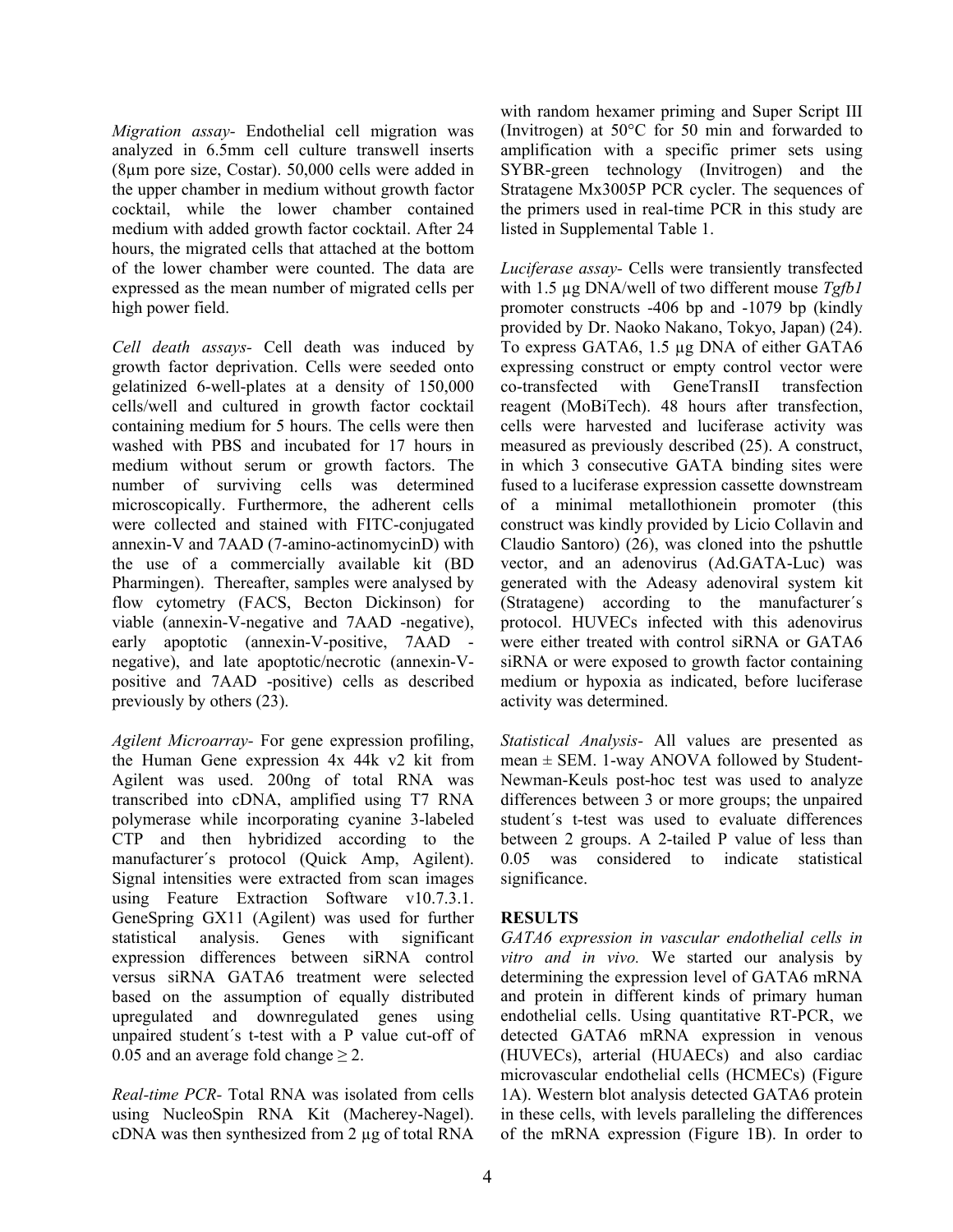*Migration assay-* Endothelial cell migration was analyzed in 6.5mm cell culture transwell inserts (8µm pore size, Costar). 50,000 cells were added in the upper chamber in medium without growth factor cocktail, while the lower chamber contained medium with added growth factor cocktail. After 24 hours, the migrated cells that attached at the bottom of the lower chamber were counted. The data are expressed as the mean number of migrated cells per high power field.

*Cell death assays-* Cell death was induced by growth factor deprivation. Cells were seeded onto gelatinized 6-well-plates at a density of 150,000 cells/well and cultured in growth factor cocktail containing medium for 5 hours. The cells were then washed with PBS and incubated for 17 hours in medium without serum or growth factors. The number of surviving cells was determined microscopically. Furthermore, the adherent cells were collected and stained with FITC-conjugated annexin-V and 7AAD (7-amino-actinomycinD) with the use of a commercially available kit (BD Pharmingen). Thereafter, samples were analysed by flow cytometry (FACS, Becton Dickinson) for viable (annexin-V-negative and 7AAD -negative), early apoptotic (annexin-V-positive, 7AAD -negative), and late apoptotic/necrotic (annexin-V-positive and 7AAD -positive) cells as described previously by others (23).

*Agilent Microarray-* For gene expression profiling, the Human Gene expression 4x 44k v2 kit from Agilent was used. 200ng of total RNA was transcribed into cDNA, amplified using T7 RNA polymerase while incorporating cyanine 3-labeled CTP and then hybridized according to the manufacturer´s protocol (Quick Amp, Agilent). Signal intensities were extracted from scan images using Feature Extraction Software v10.7.3.1. GeneSpring GX11 (Agilent) was used for further statistical analysis. Genes with significant expression differences between siRNA control versus siRNA GATA6 treatment were selected based on the assumption of equally distributed upregulated and downregulated genes using unpaired student´s t-test with a P value cut-off of 0.05 and an average fold change ≥ 2.

*Real-time PCR-* Total RNA was isolated from cells using NucleoSpin RNA Kit (Macherey-Nagel). cDNA was then synthesized from 2 µg of total RNA with random hexamer priming and Super Script III (Invitrogen) at 50°C for 50 min and forwarded to amplification with a specific primer sets using SYBR-green technology (Invitrogen) and the Stratagene Mx3005P PCR cycler. The sequences of the primers used in real-time PCR in this study are listed in Supplemental Table 1.

*Luciferase assay-* Cells were transiently transfected with 1.5 µg DNA/well of two different mouse *Tgfb1* promoter constructs -406 bp and -1079 bp (kindly provided by Dr. Naoko Nakano, Tokyo, Japan) (24). To express GATA6, 1.5 µg DNA of either GATA6 expressing construct or empty control vector were co-transfected with GeneTransII transfection reagent (MoBiTech). 48 hours after transfection, cells were harvested and luciferase activity was measured as previously described (25). A construct, in which 3 consecutive GATA binding sites were fused to a luciferase expression cassette downstream of a minimal metallothionein promoter (this construct was kindly provided by Licio Collavin and Claudio Santoro) (26), was cloned into the pshuttle vector, and an adenovirus (Ad.GATA-Luc) was generated with the Adeasy adenoviral system kit (Stratagene) according to the manufacturer´s protocol. HUVECs infected with this adenovirus were either treated with control siRNA or GATA6 siRNA or were exposed to growth factor containing medium or hypoxia as indicated, before luciferase activity was determined.

*Statistical Analysis-* All values are presented as mean ± SEM. 1-way ANOVA followed by Student-Newman-Keuls post-hoc test was used to analyze differences between 3 or more groups; the unpaired student´s t-test was used to evaluate differences between 2 groups. A 2-tailed P value of less than 0.05 was considered to indicate statistical significance.

## RESULTS

*GATA6 expression in vascular endothelial cells in vitro and in vivo.* We started our analysis by determining the expression level of GATA6 mRNA and protein in different kinds of primary human endothelial cells. Using quantitative RT-PCR, we detected GATA6 mRNA expression in venous (HUVECs), arterial (HUAECs) and also cardiac microvascular endothelial cells (HCMECs) (Figure 1A). Western blot analysis detected GATA6 protein in these cells, with levels paralleling the differences of the mRNA expression (Figure 1B). In order to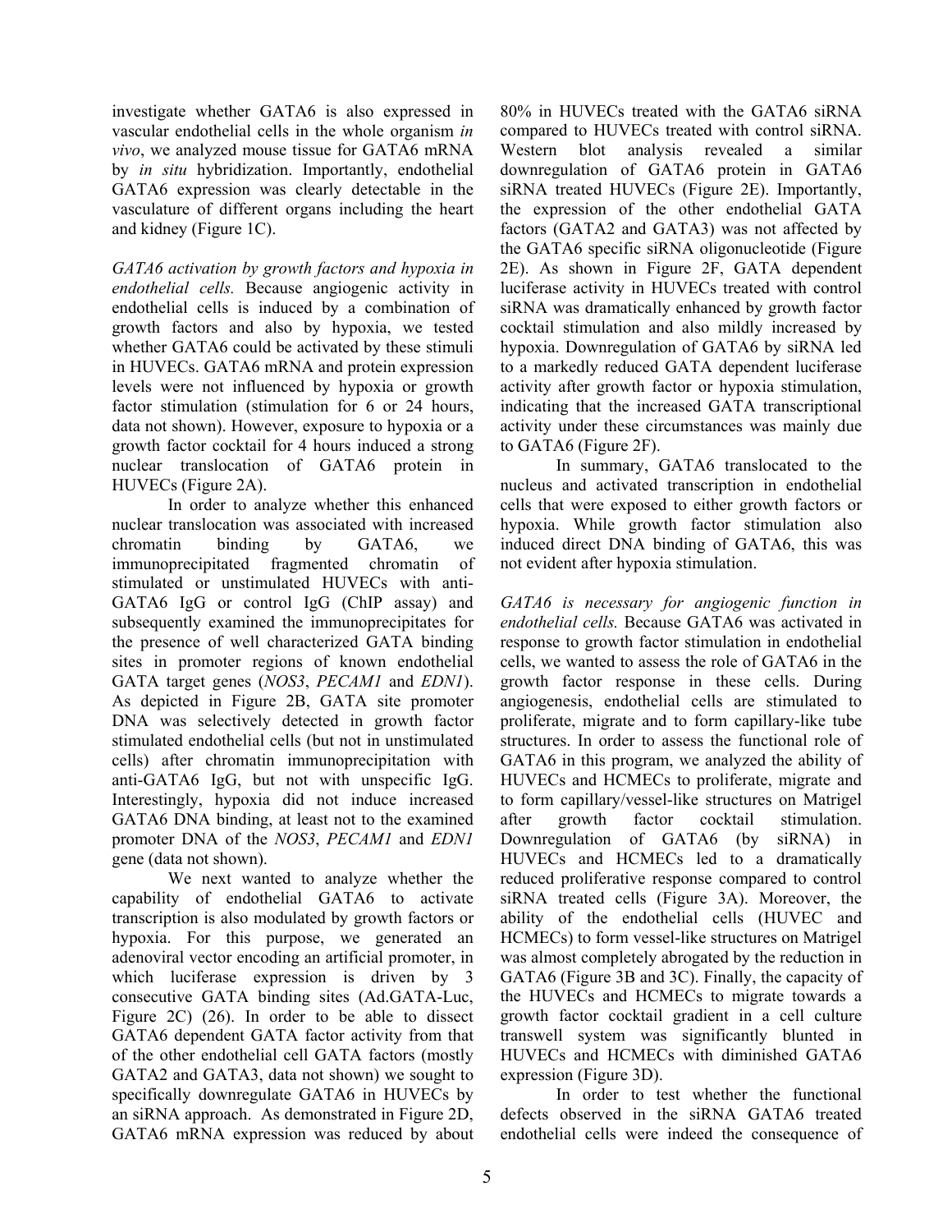investigate whether GATA6 is also expressed in vascular endothelial cells in the whole organism *in vivo*, we analyzed mouse tissue for GATA6 mRNA by *in situ* hybridization. Importantly, endothelial GATA6 expression was clearly detectable in the vasculature of different organs including the heart and kidney (Figure 1C).

*GATA6 activation by growth factors and hypoxia in endothelial cells.* Because angiogenic activity in endothelial cells is induced by a combination of growth factors and also by hypoxia, we tested whether GATA6 could be activated by these stimuli in HUVECs. GATA6 mRNA and protein expression levels were not influenced by hypoxia or growth factor stimulation (stimulation for 6 or 24 hours, data not shown). However, exposure to hypoxia or a growth factor cocktail for 4 hours induced a strong nuclear translocation of GATA6 protein in HUVECs (Figure 2A).

In order to analyze whether this enhanced nuclear translocation was associated with increased chromatin binding by GATA6, we immunoprecipitated fragmented chromatin of stimulated or unstimulated HUVECs with anti-GATA6 IgG or control IgG (ChIP assay) and subsequently examined the immunoprecipitates for the presence of well characterized GATA binding sites in promoter regions of known endothelial GATA target genes (*NOS3*, *PECAM1* and *EDN1*). As depicted in Figure 2B, GATA site promoter DNA was selectively detected in growth factor stimulated endothelial cells (but not in unstimulated cells) after chromatin immunoprecipitation with anti-GATA6 IgG, but not with unspecific IgG. Interestingly, hypoxia did not induce increased GATA6 DNA binding, at least not to the examined promoter DNA of the *NOS3*, *PECAM1* and *EDN1* gene (data not shown).

We next wanted to analyze whether the capability of endothelial GATA6 to activate transcription is also modulated by growth factors or hypoxia. For this purpose, we generated an adenoviral vector encoding an artificial promoter, in which luciferase expression is driven by 3 consecutive GATA binding sites (Ad.GATA-Luc, Figure 2C) (26). In order to be able to dissect GATA6 dependent GATA factor activity from that of the other endothelial cell GATA factors (mostly GATA2 and GATA3, data not shown) we sought to specifically downregulate GATA6 in HUVECs by an siRNA approach. As demonstrated in Figure 2D, GATA6 mRNA expression was reduced by about 80% in HUVECs treated with the GATA6 siRNA compared to HUVECs treated with control siRNA. Western blot analysis revealed a similar downregulation of GATA6 protein in GATA6 siRNA treated HUVECs (Figure 2E). Importantly, the expression of the other endothelial GATA factors (GATA2 and GATA3) was not affected by the GATA6 specific siRNA oligonucleotide (Figure 2E). As shown in Figure 2F, GATA dependent luciferase activity in HUVECs treated with control siRNA was dramatically enhanced by growth factor cocktail stimulation and also mildly increased by hypoxia. Downregulation of GATA6 by siRNA led to a markedly reduced GATA dependent luciferase activity after growth factor or hypoxia stimulation, indicating that the increased GATA transcriptional activity under these circumstances was mainly due to GATA6 (Figure 2F).

In summary, GATA6 translocated to the nucleus and activated transcription in endothelial cells that were exposed to either growth factors or hypoxia. While growth factor stimulation also induced direct DNA binding of GATA6, this was not evident after hypoxia stimulation.

*GATA6 is necessary for angiogenic function in endothelial cells.* Because GATA6 was activated in response to growth factor stimulation in endothelial cells, we wanted to assess the role of GATA6 in the growth factor response in these cells. During angiogenesis, endothelial cells are stimulated to proliferate, migrate and to form capillary-like tube structures. In order to assess the functional role of GATA6 in this program, we analyzed the ability of HUVECs and HCMECs to proliferate, migrate and to form capillary/vessel-like structures on Matrigel after growth factor cocktail stimulation. Downregulation of GATA6 (by siRNA) in HUVECs and HCMECs led to a dramatically reduced proliferative response compared to control siRNA treated cells (Figure 3A). Moreover, the ability of the endothelial cells (HUVEC and HCMECs) to form vessel-like structures on Matrigel was almost completely abrogated by the reduction in GATA6 (Figure 3B and 3C). Finally, the capacity of the HUVECs and HCMECs to migrate towards a growth factor cocktail gradient in a cell culture transwell system was significantly blunted in HUVECs and HCMECs with diminished GATA6 expression (Figure 3D).

In order to test whether the functional defects observed in the siRNA GATA6 treated endothelial cells were indeed the consequence of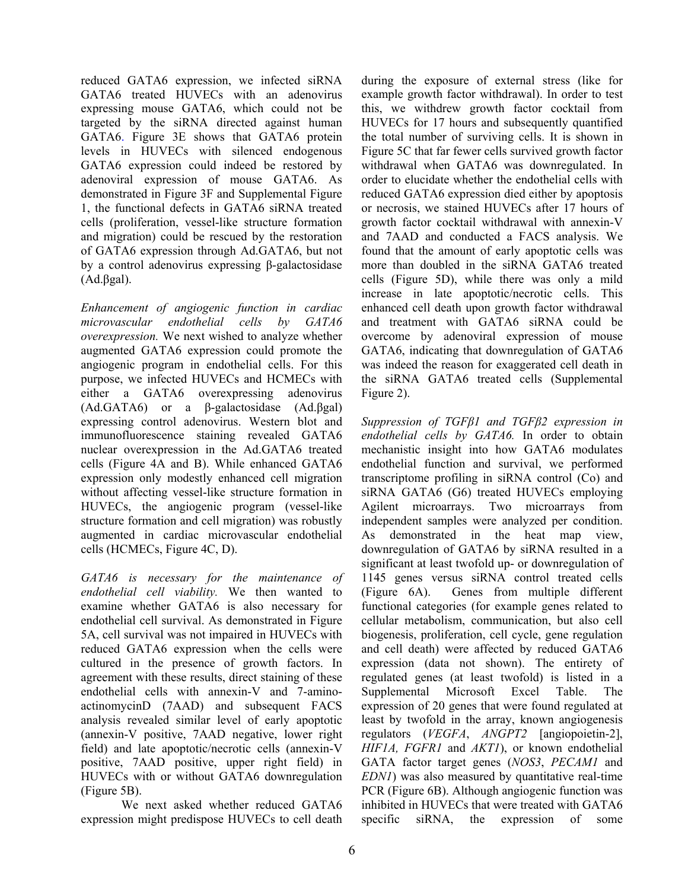reduced GATA6 expression, we infected siRNA GATA6 treated HUVECs with an adenovirus expressing mouse GATA6, which could not be targeted by the siRNA directed against human GATA6. Figure 3E shows that GATA6 protein levels in HUVECs with silenced endogenous GATA6 expression could indeed be restored by adenoviral expression of mouse GATA6. As demonstrated in Figure 3F and Supplemental Figure 1, the functional defects in GATA6 siRNA treated cells (proliferation, vessel-like structure formation and migration) could be rescued by the restoration of GATA6 expression through Ad.GATA6, but not by a control adenovirus expressing β-galactosidase (Ad.βgal).

*Enhancement of angiogenic function in cardiac microvascular endothelial cells by GATA6 overexpression.* We next wished to analyze whether augmented GATA6 expression could promote the angiogenic program in endothelial cells. For this purpose, we infected HUVECs and HCMECs with either a GATA6 overexpressing adenovirus (Ad.GATA6) or a β-galactosidase (Ad.βgal) expressing control adenovirus. Western blot and immunofluorescence staining revealed GATA6 nuclear overexpression in the Ad.GATA6 treated cells (Figure 4A and B). While enhanced GATA6 expression only modestly enhanced cell migration without affecting vessel-like structure formation in HUVECs, the angiogenic program (vessel-like structure formation and cell migration) was robustly augmented in cardiac microvascular endothelial cells (HCMECs, Figure 4C, D).

*GATA6 is necessary for the maintenance of endothelial cell viability.* We then wanted to examine whether GATA6 is also necessary for endothelial cell survival. As demonstrated in Figure 5A, cell survival was not impaired in HUVECs with reduced GATA6 expression when the cells were cultured in the presence of growth factors. In agreement with these results, direct staining of these endothelial cells with annexin-V and 7-amino-actinomycinD (7AAD) and subsequent FACS analysis revealed similar level of early apoptotic (annexin-V positive, 7AAD negative, lower right field) and late apoptotic/necrotic cells (annexin-V positive, 7AAD positive, upper right field) in HUVECs with or without GATA6 downregulation (Figure 5B).

We next asked whether reduced GATA6 expression might predispose HUVECs to cell death during the exposure of external stress (like for example growth factor withdrawal). In order to test this, we withdrew growth factor cocktail from HUVECs for 17 hours and subsequently quantified the total number of surviving cells. It is shown in Figure 5C that far fewer cells survived growth factor withdrawal when GATA6 was downregulated. In order to elucidate whether the endothelial cells with reduced GATA6 expression died either by apoptosis or necrosis, we stained HUVECs after 17 hours of growth factor cocktail withdrawal with annexin-V and 7AAD and conducted a FACS analysis. We found that the amount of early apoptotic cells was more than doubled in the siRNA GATA6 treated cells (Figure 5D), while there was only a mild increase in late apoptotic/necrotic cells. This enhanced cell death upon growth factor withdrawal and treatment with GATA6 siRNA could be overcome by adenoviral expression of mouse GATA6, indicating that downregulation of GATA6 was indeed the reason for exaggerated cell death in the siRNA GATA6 treated cells (Supplemental Figure 2).

*Suppression of TGFβ1 and TGFβ2 expression in endothelial cells by GATA6.* In order to obtain mechanistic insight into how GATA6 modulates endothelial function and survival, we performed transcriptome profiling in siRNA control (Co) and siRNA GATA6 (G6) treated HUVECs employing Agilent microarrays. Two microarrays from independent samples were analyzed per condition. As demonstrated in the heat map view, downregulation of GATA6 by siRNA resulted in a significant at least twofold up- or downregulation of 1145 genes versus siRNA control treated cells (Figure 6A). Genes from multiple different functional categories (for example genes related to cellular metabolism, communication, but also cell biogenesis, proliferation, cell cycle, gene regulation and cell death) were affected by reduced GATA6 expression (data not shown). The entirety of regulated genes (at least twofold) is listed in a Supplemental Microsoft Excel Table. The expression of 20 genes that were found regulated at least by twofold in the array, known angiogenesis regulators (*VEGFA*, *ANGPT2* [angiopoietin-2], *HIF1A, FGFR1* and *AKT1*), or known endothelial GATA factor target genes (*NOS3*, *PECAM1* and *EDN1*) was also measured by quantitative real-time PCR (Figure 6B). Although angiogenic function was inhibited in HUVECs that were treated with GATA6 specific siRNA, the expression of some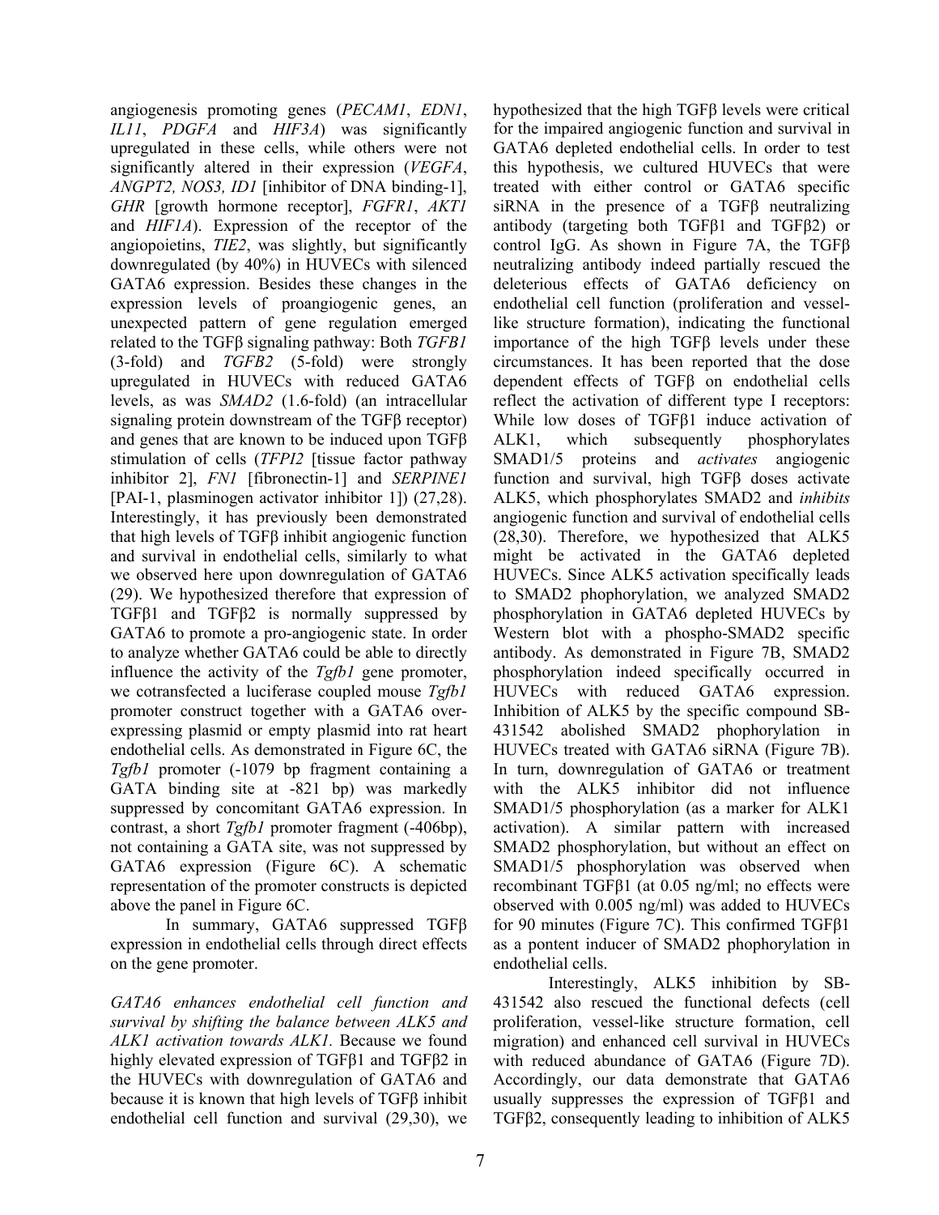angiogenesis promoting genes (*PECAM1*, *EDN1*, *IL11*, *PDGFA* and *HIF3A*) was significantly upregulated in these cells, while others were not significantly altered in their expression (*VEGFA*, *ANGPT2, NOS3, ID1* [inhibitor of DNA binding-1], *GHR* [growth hormone receptor], *FGFR1*, *AKT1* and *HIF1A*). Expression of the receptor of the angiopoietins, *TIE2*, was slightly, but significantly downregulated (by 40%) in HUVECs with silenced GATA6 expression. Besides these changes in the expression levels of proangiogenic genes, an unexpected pattern of gene regulation emerged related to the TGFβ signaling pathway: Both *TGFB1* (3-fold) and *TGFB2* (5-fold) were strongly upregulated in HUVECs with reduced GATA6 levels, as was *SMAD2* (1.6-fold) (an intracellular signaling protein downstream of the TGFβ receptor) and genes that are known to be induced upon TGFβ stimulation of cells (*TFPI2* [tissue factor pathway inhibitor 2], *FN1* [fibronectin-1] and *SERPINE1* [PAI-1, plasminogen activator inhibitor 1]) (27,28). Interestingly, it has previously been demonstrated that high levels of TGFβ inhibit angiogenic function and survival in endothelial cells, similarly to what we observed here upon downregulation of GATA6 (29). We hypothesized therefore that expression of TGFβ1 and TGFβ2 is normally suppressed by GATA6 to promote a pro-angiogenic state. In order to analyze whether GATA6 could be able to directly influence the activity of the *Tgfb1* gene promoter, we cotransfected a luciferase coupled mouse *Tgfb1* promoter construct together with a GATA6 over-expressing plasmid or empty plasmid into rat heart endothelial cells. As demonstrated in Figure 6C, the *Tgfb1* promoter (-1079 bp fragment containing a GATA binding site at -821 bp) was markedly suppressed by concomitant GATA6 expression. In contrast, a short *Tgfb1* promoter fragment (-406bp), not containing a GATA site, was not suppressed by GATA6 expression (Figure 6C). A schematic representation of the promoter constructs is depicted above the panel in Figure 6C.

In summary, GATA6 suppressed TGFβ expression in endothelial cells through direct effects on the gene promoter.

*GATA6 enhances endothelial cell function and survival by shifting the balance between ALK5 and ALK1 activation towards ALK1.* Because we found highly elevated expression of TGFβ1 and TGFβ2 in the HUVECs with downregulation of GATA6 and because it is known that high levels of TGFβ inhibit endothelial cell function and survival (29,30), we hypothesized that the high TGFβ levels were critical for the impaired angiogenic function and survival in GATA6 depleted endothelial cells. In order to test this hypothesis, we cultured HUVECs that were treated with either control or GATA6 specific siRNA in the presence of a TGFβ neutralizing antibody (targeting both TGFβ1 and TGFβ2) or control IgG. As shown in Figure 7A, the TGFβ neutralizing antibody indeed partially rescued the deleterious effects of GATA6 deficiency on endothelial cell function (proliferation and vessel-like structure formation), indicating the functional importance of the high TGFβ levels under these circumstances. It has been reported that the dose dependent effects of TGFβ on endothelial cells reflect the activation of different type I receptors: While low doses of TGFβ1 induce activation of ALK1, which subsequently phosphorylates SMAD1/5 proteins and *activates* angiogenic function and survival, high TGFβ doses activate ALK5, which phosphorylates SMAD2 and *inhibits* angiogenic function and survival of endothelial cells (28,30). Therefore, we hypothesized that ALK5 might be activated in the GATA6 depleted HUVECs. Since ALK5 activation specifically leads to SMAD2 phophorylation, we analyzed SMAD2 phosphorylation in GATA6 depleted HUVECs by Western blot with a phospho-SMAD2 specific antibody. As demonstrated in Figure 7B, SMAD2 phosphorylation indeed specifically occurred in HUVECs with reduced GATA6 expression. Inhibition of ALK5 by the specific compound SB-431542 abolished SMAD2 phophorylation in HUVECs treated with GATA6 siRNA (Figure 7B). In turn, downregulation of GATA6 or treatment with the ALK5 inhibitor did not influence SMAD1/5 phosphorylation (as a marker for ALK1 activation). A similar pattern with increased SMAD2 phosphorylation, but without an effect on SMAD1/5 phosphorylation was observed when recombinant TGFβ1 (at 0.05 ng/ml; no effects were observed with 0.005 ng/ml) was added to HUVECs for 90 minutes (Figure 7C). This confirmed TGFβ1 as a pontent inducer of SMAD2 phophorylation in endothelial cells.

Interestingly, ALK5 inhibition by SB-431542 also rescued the functional defects (cell proliferation, vessel-like structure formation, cell migration) and enhanced cell survival in HUVECs with reduced abundance of GATA6 (Figure 7D). Accordingly, our data demonstrate that GATA6 usually suppresses the expression of TGFβ1 and TGFβ2, consequently leading to inhibition of ALK5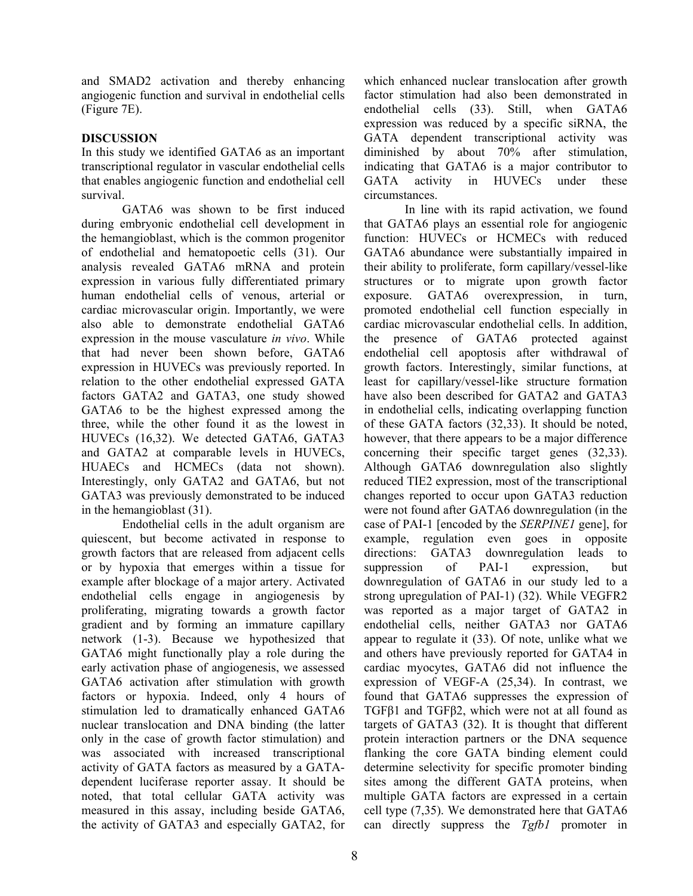and SMAD2 activation and thereby enhancing angiogenic function and survival in endothelial cells (Figure 7E).

## DISCUSSION

In this study we identified GATA6 as an important transcriptional regulator in vascular endothelial cells that enables angiogenic function and endothelial cell survival.

GATA6 was shown to be first induced during embryonic endothelial cell development in the hemangioblast, which is the common progenitor of endothelial and hematopoetic cells (31). Our analysis revealed GATA6 mRNA and protein expression in various fully differentiated primary human endothelial cells of venous, arterial or cardiac microvascular origin. Importantly, we were also able to demonstrate endothelial GATA6 expression in the mouse vasculature *in vivo*. While that had never been shown before, GATA6 expression in HUVECs was previously reported. In relation to the other endothelial expressed GATA factors GATA2 and GATA3, one study showed GATA6 to be the highest expressed among the three, while the other found it as the lowest in HUVECs (16,32). We detected GATA6, GATA3 and GATA2 at comparable levels in HUVECs, HUAECs and HCMECs (data not shown). Interestingly, only GATA2 and GATA6, but not GATA3 was previously demonstrated to be induced in the hemangioblast (31).

Endothelial cells in the adult organism are quiescent, but become activated in response to growth factors that are released from adjacent cells or by hypoxia that emerges within a tissue for example after blockage of a major artery. Activated endothelial cells engage in angiogenesis by proliferating, migrating towards a growth factor gradient and by forming an immature capillary network (1-3). Because we hypothesized that GATA6 might functionally play a role during the early activation phase of angiogenesis, we assessed GATA6 activation after stimulation with growth factors or hypoxia. Indeed, only 4 hours of stimulation led to dramatically enhanced GATA6 nuclear translocation and DNA binding (the latter only in the case of growth factor stimulation) and was associated with increased transcriptional activity of GATA factors as measured by a GATA-dependent luciferase reporter assay. It should be noted, that total cellular GATA activity was measured in this assay, including beside GATA6, the activity of GATA3 and especially GATA2, for which enhanced nuclear translocation after growth factor stimulation had also been demonstrated in endothelial cells (33). Still, when GATA6 expression was reduced by a specific siRNA, the GATA dependent transcriptional activity was diminished by about 70% after stimulation, indicating that GATA6 is a major contributor to GATA activity in HUVECs under these circumstances.

In line with its rapid activation, we found that GATA6 plays an essential role for angiogenic function: HUVECs or HCMECs with reduced GATA6 abundance were substantially impaired in their ability to proliferate, form capillary/vessel-like structures or to migrate upon growth factor exposure. GATA6 overexpression, in turn, promoted endothelial cell function especially in cardiac microvascular endothelial cells. In addition, the presence of GATA6 protected against endothelial cell apoptosis after withdrawal of growth factors. Interestingly, similar functions, at least for capillary/vessel-like structure formation have also been described for GATA2 and GATA3 in endothelial cells, indicating overlapping function of these GATA factors (32,33). It should be noted, however, that there appears to be a major difference concerning their specific target genes (32,33). Although GATA6 downregulation also slightly reduced TIE2 expression, most of the transcriptional changes reported to occur upon GATA3 reduction were not found after GATA6 downregulation (in the case of PAI-1 [encoded by the *SERPINE1* gene], for example, regulation even goes in opposite directions: GATA3 downregulation leads to suppression of PAI-1 expression, but downregulation of GATA6 in our study led to a strong upregulation of PAI-1) (32). While VEGFR2 was reported as a major target of GATA2 in endothelial cells, neither GATA3 nor GATA6 appear to regulate it (33). Of note, unlike what we and others have previously reported for GATA4 in cardiac myocytes, GATA6 did not influence the expression of VEGF-A (25,34). In contrast, we found that GATA6 suppresses the expression of TGFβ1 and TGFβ2, which were not at all found as targets of GATA3 (32). It is thought that different protein interaction partners or the DNA sequence flanking the core GATA binding element could determine selectivity for specific promoter binding sites among the different GATA proteins, when multiple GATA factors are expressed in a certain cell type (7,35). We demonstrated here that GATA6 can directly suppress the *Tgfb1* promoter in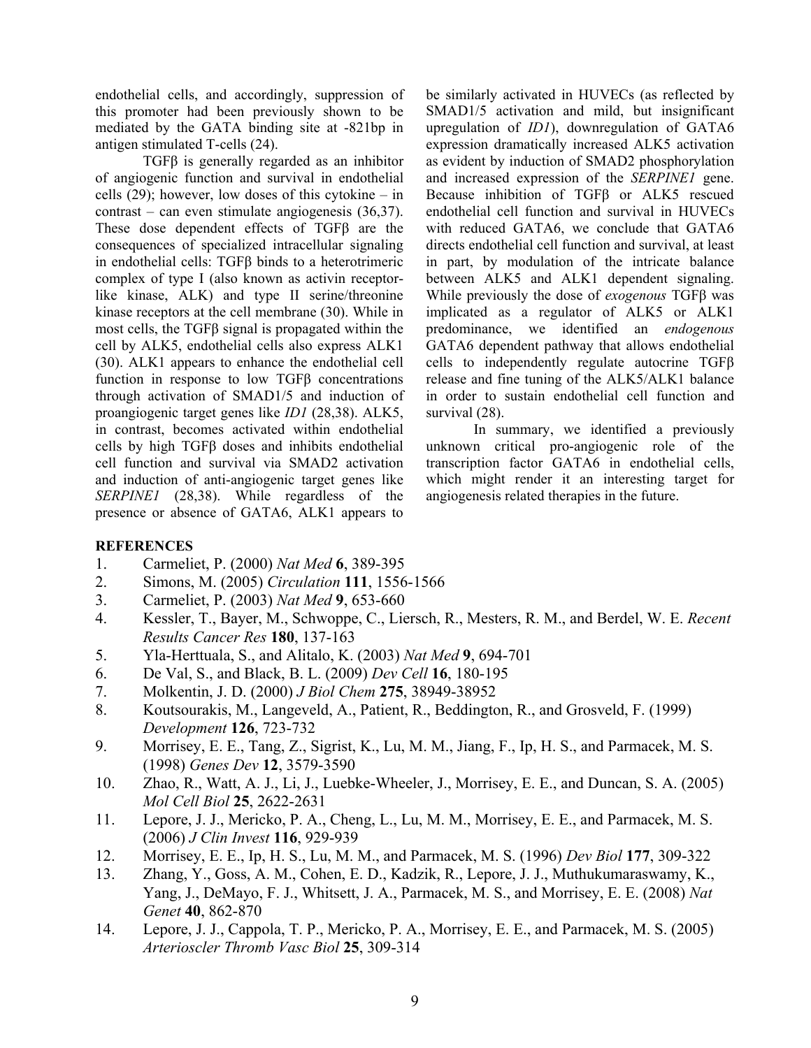endothelial cells, and accordingly, suppression of this promoter had been previously shown to be mediated by the GATA binding site at -821bp in antigen stimulated T-cells (24).

TGFβ is generally regarded as an inhibitor of angiogenic function and survival in endothelial cells (29); however, low doses of this cytokine – in contrast – can even stimulate angiogenesis (36,37). These dose dependent effects of TGFβ are the consequences of specialized intracellular signaling in endothelial cells: TGFβ binds to a heterotrimeric complex of type I (also known as activin receptor-like kinase, ALK) and type II serine/threonine kinase receptors at the cell membrane (30). While in most cells, the TGFβ signal is propagated within the cell by ALK5, endothelial cells also express ALK1 (30). ALK1 appears to enhance the endothelial cell function in response to low TGFβ concentrations through activation of SMAD1/5 and induction of proangiogenic target genes like *ID1* (28,38). ALK5, in contrast, becomes activated within endothelial cells by high TGFβ doses and inhibits endothelial cell function and survival via SMAD2 activation and induction of anti-angiogenic target genes like *SERPINE1* (28,38). While regardless of the presence or absence of GATA6, ALK1 appears to be similarly activated in HUVECs (as reflected by SMAD1/5 activation and mild, but insignificant upregulation of *ID1*), downregulation of GATA6 expression dramatically increased ALK5 activation as evident by induction of SMAD2 phosphorylation and increased expression of the *SERPINE1* gene. Because inhibition of TGFβ or ALK5 rescued endothelial cell function and survival in HUVECs with reduced GATA6, we conclude that GATA6 directs endothelial cell function and survival, at least in part, by modulation of the intricate balance between ALK5 and ALK1 dependent signaling. While previously the dose of *exogenous* TGFβ was implicated as a regulator of ALK5 or ALK1 predominance, we identified an *endogenous* GATA6 dependent pathway that allows endothelial cells to independently regulate autocrine TGFβ release and fine tuning of the ALK5/ALK1 balance in order to sustain endothelial cell function and survival (28).

In summary, we identified a previously unknown critical pro-angiogenic role of the transcription factor GATA6 in endothelial cells, which might render it an interesting target for angiogenesis related therapies in the future.

**REFERENCES**

1. Carmeliet, P. (2000) *Nat Med* **6**, 389-395
2. Simons, M. (2005) *Circulation* **111**, 1556-1566
3. Carmeliet, P. (2003) *Nat Med* **9**, 653-660
4. Kessler, T., Bayer, M., Schwoppe, C., Liersch, R., Mesters, R. M., and Berdel, W. E. *Recent Results Cancer Res* **180**, 137-163
5. Yla-Herttuala, S., and Alitalo, K. (2003) *Nat Med* **9**, 694-701
6. De Val, S., and Black, B. L. (2009) *Dev Cell* **16**, 180-195
7. Molkentin, J. D. (2000) *J Biol Chem* **275**, 38949-38952
8. Koutsourakis, M., Langeveld, A., Patient, R., Beddington, R., and Grosveld, F. (1999) *Development* **126**, 723-732
9. Morrisey, E. E., Tang, Z., Sigrist, K., Lu, M. M., Jiang, F., Ip, H. S., and Parmacek, M. S. (1998) *Genes Dev* **12**, 3579-3590
10. Zhao, R., Watt, A. J., Li, J., Luebke-Wheeler, J., Morrisey, E. E., and Duncan, S. A. (2005) *Mol Cell Biol* **25**, 2622-2631
11. Lepore, J. J., Mericko, P. A., Cheng, L., Lu, M. M., Morrisey, E. E., and Parmacek, M. S. (2006) *J Clin Invest* **116**, 929-939
12. Morrisey, E. E., Ip, H. S., Lu, M. M., and Parmacek, M. S. (1996) *Dev Biol* **177**, 309-322
13. Zhang, Y., Goss, A. M., Cohen, E. D., Kadzik, R., Lepore, J. J., Muthukumaraswamy, K., Yang, J., DeMayo, F. J., Whitsett, J. A., Parmacek, M. S., and Morrisey, E. E. (2008) *Nat Genet* **40**, 862-870
14. Lepore, J. J., Cappola, T. P., Mericko, P. A., Morrisey, E. E., and Parmacek, M. S. (2005) *Arterioscler Thromb Vasc Biol* **25**, 309-314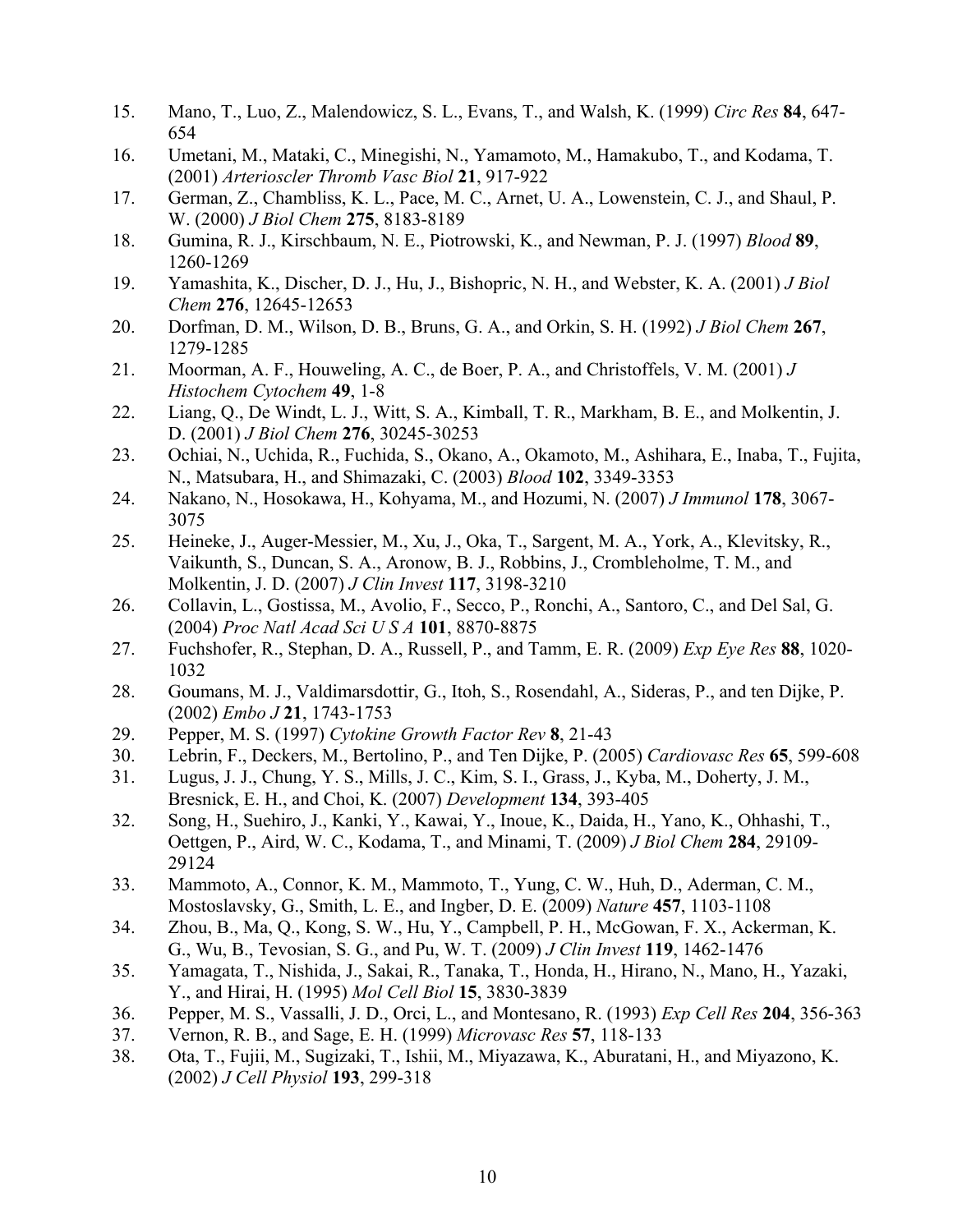15. Mano, T., Luo, Z., Malendowicz, S. L., Evans, T., and Walsh, K. (1999) *Circ Res* **84**, 647-654
16. Umetani, M., Mataki, C., Minegishi, N., Yamamoto, M., Hamakubo, T., and Kodama, T. (2001) *Arterioscler Thromb Vasc Biol* **21**, 917-922
17. German, Z., Chambliss, K. L., Pace, M. C., Arnet, U. A., Lowenstein, C. J., and Shaul, P. W. (2000) *J Biol Chem* **275**, 8183-8189
18. Gumina, R. J., Kirschbaum, N. E., Piotrowski, K., and Newman, P. J. (1997) *Blood* **89**, 1260-1269
19. Yamashita, K., Discher, D. J., Hu, J., Bishopric, N. H., and Webster, K. A. (2001) *J Biol Chem* **276**, 12645-12653
20. Dorfman, D. M., Wilson, D. B., Bruns, G. A., and Orkin, S. H. (1992) *J Biol Chem* **267**, 1279-1285
21. Moorman, A. F., Houweling, A. C., de Boer, P. A., and Christoffels, V. M. (2001) *J Histochem Cytochem* **49**, 1-8
22. Liang, Q., De Windt, L. J., Witt, S. A., Kimball, T. R., Markham, B. E., and Molkentin, J. D. (2001) *J Biol Chem* **276**, 30245-30253
23. Ochiai, N., Uchida, R., Fuchida, S., Okano, A., Okamoto, M., Ashihara, E., Inaba, T., Fujita, N., Matsubara, H., and Shimazaki, C. (2003) *Blood* **102**, 3349-3353
24. Nakano, N., Hosokawa, H., Kohyama, M., and Hozumi, N. (2007) *J Immunol* **178**, 3067-3075
25. Heineke, J., Auger-Messier, M., Xu, J., Oka, T., Sargent, M. A., York, A., Klevitsky, R., Vaikunth, S., Duncan, S. A., Aronow, B. J., Robbins, J., Crombleholme, T. M., and Molkentin, J. D. (2007) *J Clin Invest* **117**, 3198-3210
26. Collavin, L., Gostissa, M., Avolio, F., Secco, P., Ronchi, A., Santoro, C., and Del Sal, G. (2004) *Proc Natl Acad Sci U S A* **101**, 8870-8875
27. Fuchshofer, R., Stephan, D. A., Russell, P., and Tamm, E. R. (2009) *Exp Eye Res* **88**, 1020-1032
28. Goumans, M. J., Valdimarsdottir, G., Itoh, S., Rosendahl, A., Sideras, P., and ten Dijke, P. (2002) *Embo J* **21**, 1743-1753
29. Pepper, M. S. (1997) *Cytokine Growth Factor Rev* **8**, 21-43
30. Lebrin, F., Deckers, M., Bertolino, P., and Ten Dijke, P. (2005) *Cardiovasc Res* **65**, 599-608
31. Lugus, J. J., Chung, Y. S., Mills, J. C., Kim, S. I., Grass, J., Kyba, M., Doherty, J. M., Bresnick, E. H., and Choi, K. (2007) *Development* **134**, 393-405
32. Song, H., Suehiro, J., Kanki, Y., Kawai, Y., Inoue, K., Daida, H., Yano, K., Ohhashi, T., Oettgen, P., Aird, W. C., Kodama, T., and Minami, T. (2009) *J Biol Chem* **284**, 29109-29124
33. Mammoto, A., Connor, K. M., Mammoto, T., Yung, C. W., Huh, D., Aderman, C. M., Mostoslavsky, G., Smith, L. E., and Ingber, D. E. (2009) *Nature* **457**, 1103-1108
34. Zhou, B., Ma, Q., Kong, S. W., Hu, Y., Campbell, P. H., McGowan, F. X., Ackerman, K. G., Wu, B., Tevosian, S. G., and Pu, W. T. (2009) *J Clin Invest* **119**, 1462-1476
35. Yamagata, T., Nishida, J., Sakai, R., Tanaka, T., Honda, H., Hirano, N., Mano, H., Yazaki, Y., and Hirai, H. (1995) *Mol Cell Biol* **15**, 3830-3839
36. Pepper, M. S., Vassalli, J. D., Orci, L., and Montesano, R. (1993) *Exp Cell Res* **204**, 356-363
37. Vernon, R. B., and Sage, E. H. (1999) *Microvasc Res* **57**, 118-133
38. Ota, T., Fujii, M., Sugizaki, T., Ishii, M., Miyazawa, K., Aburatani, H., and Miyazono, K. (2002) *J Cell Physiol* **193**, 299-318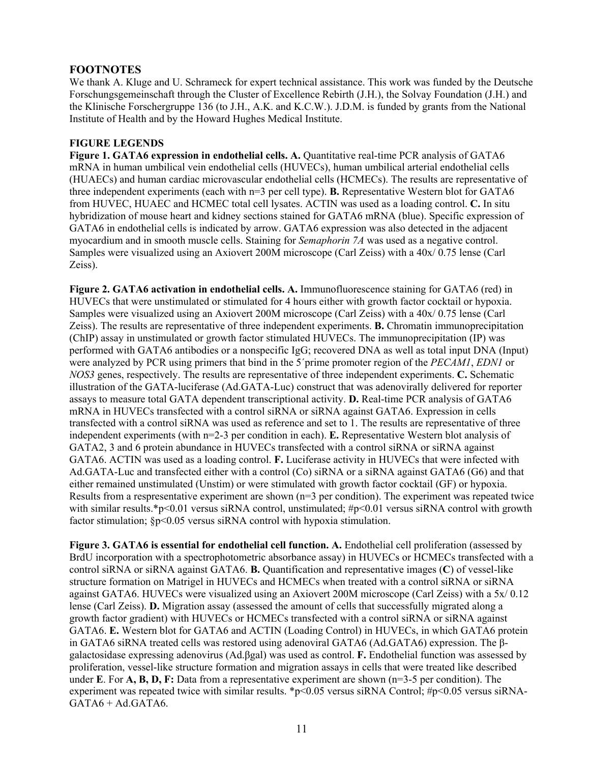## FOOTNOTES

We thank A. Kluge and U. Schrameck for expert technical assistance. This work was funded by the Deutsche Forschungsgemeinschaft through the Cluster of Excellence Rebirth (J.H.), the Solvay Foundation (J.H.) and the Klinische Forschergruppe 136 (to J.H., A.K. and K.C.W.). J.D.M. is funded by grants from the National Institute of Health and by the Howard Hughes Medical Institute.

## FIGURE LEGENDS

**Figure 1. GATA6 expression in endothelial cells. A.** Quantitative real-time PCR analysis of GATA6 mRNA in human umbilical vein endothelial cells (HUVECs), human umbilical arterial endothelial cells (HUAECs) and human cardiac microvascular endothelial cells (HCMECs). The results are representative of three independent experiments (each with n=3 per cell type). **B.** Representative Western blot for GATA6 from HUVEC, HUAEC and HCMEC total cell lysates. ACTIN was used as a loading control. **C.** In situ hybridization of mouse heart and kidney sections stained for GATA6 mRNA (blue). Specific expression of GATA6 in endothelial cells is indicated by arrow. GATA6 expression was also detected in the adjacent myocardium and in smooth muscle cells. Staining for *Semaphorin 7A* was used as a negative control. Samples were visualized using an Axiovert 200M microscope (Carl Zeiss) with a 40x/ 0.75 lense (Carl Zeiss).

**Figure 2. GATA6 activation in endothelial cells. A.** Immunofluorescence staining for GATA6 (red) in HUVECs that were unstimulated or stimulated for 4 hours either with growth factor cocktail or hypoxia. Samples were visualized using an Axiovert 200M microscope (Carl Zeiss) with a 40x/ 0.75 lense (Carl Zeiss). The results are representative of three independent experiments. **B.** Chromatin immunoprecipitation (ChIP) assay in unstimulated or growth factor stimulated HUVECs. The immunoprecipitation (IP) was performed with GATA6 antibodies or a nonspecific IgG; recovered DNA as well as total input DNA (Input) were analyzed by PCR using primers that bind in the 5´prime promoter region of the *PECAM1*, *EDN1* or *NOS3* genes, respectively. The results are representative of three independent experiments. **C.** Schematic illustration of the GATA-luciferase (Ad.GATA-Luc) construct that was adenovirally delivered for reporter assays to measure total GATA dependent transcriptional activity. **D.** Real-time PCR analysis of GATA6 mRNA in HUVECs transfected with a control siRNA or siRNA against GATA6. Expression in cells transfected with a control siRNA was used as reference and set to 1. The results are representative of three independent experiments (with n=2-3 per condition in each). **E.** Representative Western blot analysis of GATA2, 3 and 6 protein abundance in HUVECs transfected with a control siRNA or siRNA against GATA6. ACTIN was used as a loading control. **F.** Luciferase activity in HUVECs that were infected with Ad.GATA-Luc and transfected either with a control (Co) siRNA or a siRNA against GATA6 (G6) and that either remained unstimulated (Unstim) or were stimulated with growth factor cocktail (GF) or hypoxia. Results from a respresentative experiment are shown (n=3 per condition). The experiment was repeated twice with similar results.*p<0.01 versus siRNA control, unstimulated; #p<0.01 versus siRNA control with growth factor stimulation; §p<0.05 versus siRNA control with hypoxia stimulation.

**Figure 3. GATA6 is essential for endothelial cell function. A.** Endothelial cell proliferation (assessed by BrdU incorporation with a spectrophotometric absorbance assay) in HUVECs or HCMECs transfected with a control siRNA or siRNA against GATA6. **B.** Quantification and representative images (**C**) of vessel-like structure formation on Matrigel in HUVECs and HCMECs when treated with a control siRNA or siRNA against GATA6. HUVECs were visualized using an Axiovert 200M microscope (Carl Zeiss) with a 5x/ 0.12 lense (Carl Zeiss). **D.** Migration assay (assessed the amount of cells that successfully migrated along a growth factor gradient) with HUVECs or HCMECs transfected with a control siRNA or siRNA against GATA6. **E.** Western blot for GATA6 and ACTIN (Loading Control) in HUVECs, in which GATA6 protein in GATA6 siRNA treated cells was restored using adenoviral GATA6 (Ad.GATA6) expression. The β-galactosidase expressing adenovirus (Ad.βgal) was used as control. **F.** Endothelial function was assessed by proliferation, vessel-like structure formation and migration assays in cells that were treated like described under **E**. For **A, B, D, F:** Data from a representative experiment are shown (n=3-5 per condition). The experiment was repeated twice with similar results. *p<0.05 versus siRNA Control; #p<0.05 versus siRNA-GATA6 + Ad.GATA6.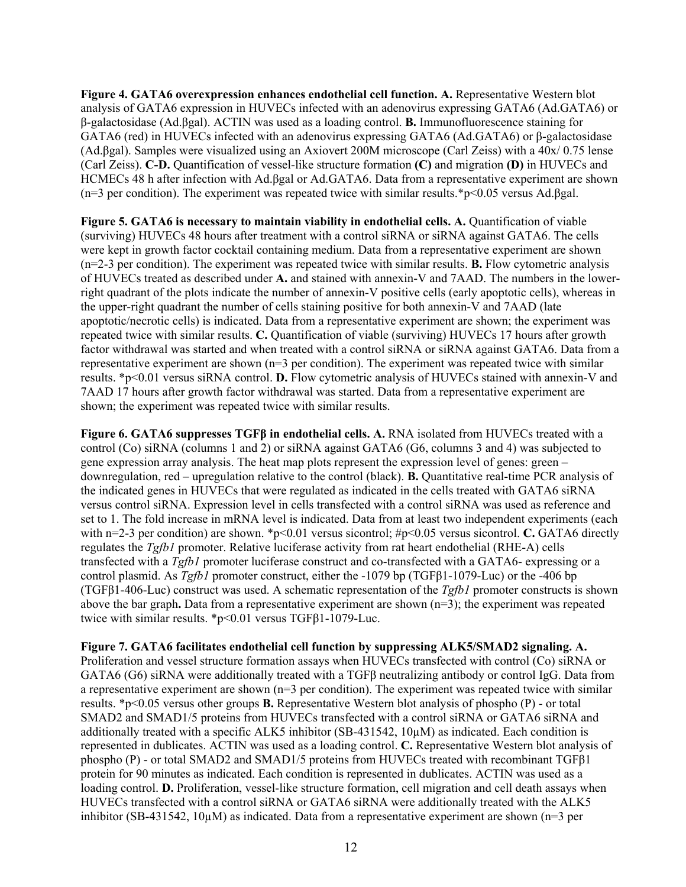**Figure 4. GATA6 overexpression enhances endothelial cell function. A.** Representative Western blot analysis of GATA6 expression in HUVECs infected with an adenovirus expressing GATA6 (Ad.GATA6) or β-galactosidase (Ad.βgal). ACTIN was used as a loading control. **B.** Immunofluorescence staining for GATA6 (red) in HUVECs infected with an adenovirus expressing GATA6 (Ad.GATA6) or β-galactosidase (Ad.βgal). Samples were visualized using an Axiovert 200M microscope (Carl Zeiss) with a 40x/ 0.75 lense (Carl Zeiss). **C-D.** Quantification of vessel-like structure formation **(C)** and migration **(D)** in HUVECs and HCMECs 48 h after infection with Ad.βgal or Ad.GATA6. Data from a representative experiment are shown (n=3 per condition). The experiment was repeated twice with similar results.*$p<0.05$ versus Ad.βgal.

**Figure 5. GATA6 is necessary to maintain viability in endothelial cells. A.** Quantification of viable (surviving) HUVECs 48 hours after treatment with a control siRNA or siRNA against GATA6. The cells were kept in growth factor cocktail containing medium. Data from a representative experiment are shown (n=2-3 per condition). The experiment was repeated twice with similar results. **B.** Flow cytometric analysis of HUVECs treated as described under **A.** and stained with annexin-V and 7AAD. The numbers in the lower-right quadrant of the plots indicate the number of annexin-V positive cells (early apoptotic cells), whereas in the upper-right quadrant the number of cells staining positive for both annexin-V and 7AAD (late apoptotic/necrotic cells) is indicated. Data from a representative experiment are shown; the experiment was repeated twice with similar results. **C.** Quantification of viable (surviving) HUVECs 17 hours after growth factor withdrawal was started and when treated with a control siRNA or siRNA against GATA6. Data from a representative experiment are shown (n=3 per condition). The experiment was repeated twice with similar results. *$p<0.01$ versus siRNA control. **D.** Flow cytometric analysis of HUVECs stained with annexin-V and 7AAD 17 hours after growth factor withdrawal was started. Data from a representative experiment are shown; the experiment was repeated twice with similar results.

**Figure 6. GATA6 suppresses TGFβ in endothelial cells. A.** RNA isolated from HUVECs treated with a control (Co) siRNA (columns 1 and 2) or siRNA against GATA6 (G6, columns 3 and 4) was subjected to gene expression array analysis. The heat map plots represent the expression level of genes: green – downregulation, red – upregulation relative to the control (black). **B.** Quantitative real-time PCR analysis of the indicated genes in HUVECs that were regulated as indicated in the cells treated with GATA6 siRNA versus control siRNA. Expression level in cells transfected with a control siRNA was used as reference and set to 1. The fold increase in mRNA level is indicated. Data from at least two independent experiments (each with n=2-3 per condition) are shown. *$p<0.01$ versus sicontrol; #$p<0.05$ versus sicontrol. **C.** GATA6 directly regulates the *Tgfb1* promoter. Relative luciferase activity from rat heart endothelial (RHE-A) cells transfected with a *Tgfb1* promoter luciferase construct and co-transfected with a GATA6- expressing or a control plasmid. As *Tgfb1* promoter construct, either the -1079 bp (TGFβ1-1079-Luc) or the -406 bp (TGFβ1-406-Luc) construct was used. A schematic representation of the *Tgfb1* promoter constructs is shown above the bar graph**.** Data from a representative experiment are shown (n=3); the experiment was repeated twice with similar results. *$p<0.01$ versus TGFβ1-1079-Luc.

**Figure 7. GATA6 facilitates endothelial cell function by suppressing ALK5/SMAD2 signaling. A.** Proliferation and vessel structure formation assays when HUVECs transfected with control (Co) siRNA or GATA6 (G6) siRNA were additionally treated with a TGFβ neutralizing antibody or control IgG. Data from a representative experiment are shown (n=3 per condition). The experiment was repeated twice with similar results. *$p<0.05$ versus other groups **B.** Representative Western blot analysis of phospho (P) - or total SMAD2 and SMAD1/5 proteins from HUVECs transfected with a control siRNA or GATA6 siRNA and additionally treated with a specific ALK5 inhibitor (SB-431542, 10μM) as indicated. Each condition is represented in dublicates. ACTIN was used as a loading control. **C.** Representative Western blot analysis of phospho (P) - or total SMAD2 and SMAD1/5 proteins from HUVECs treated with recombinant TGFβ1 protein for 90 minutes as indicated. Each condition is represented in dublicates. ACTIN was used as a loading control. **D.** Proliferation, vessel-like structure formation, cell migration and cell death assays when HUVECs transfected with a control siRNA or GATA6 siRNA were additionally treated with the ALK5 inhibitor (SB-431542, 10μM) as indicated. Data from a representative experiment are shown (n=3 per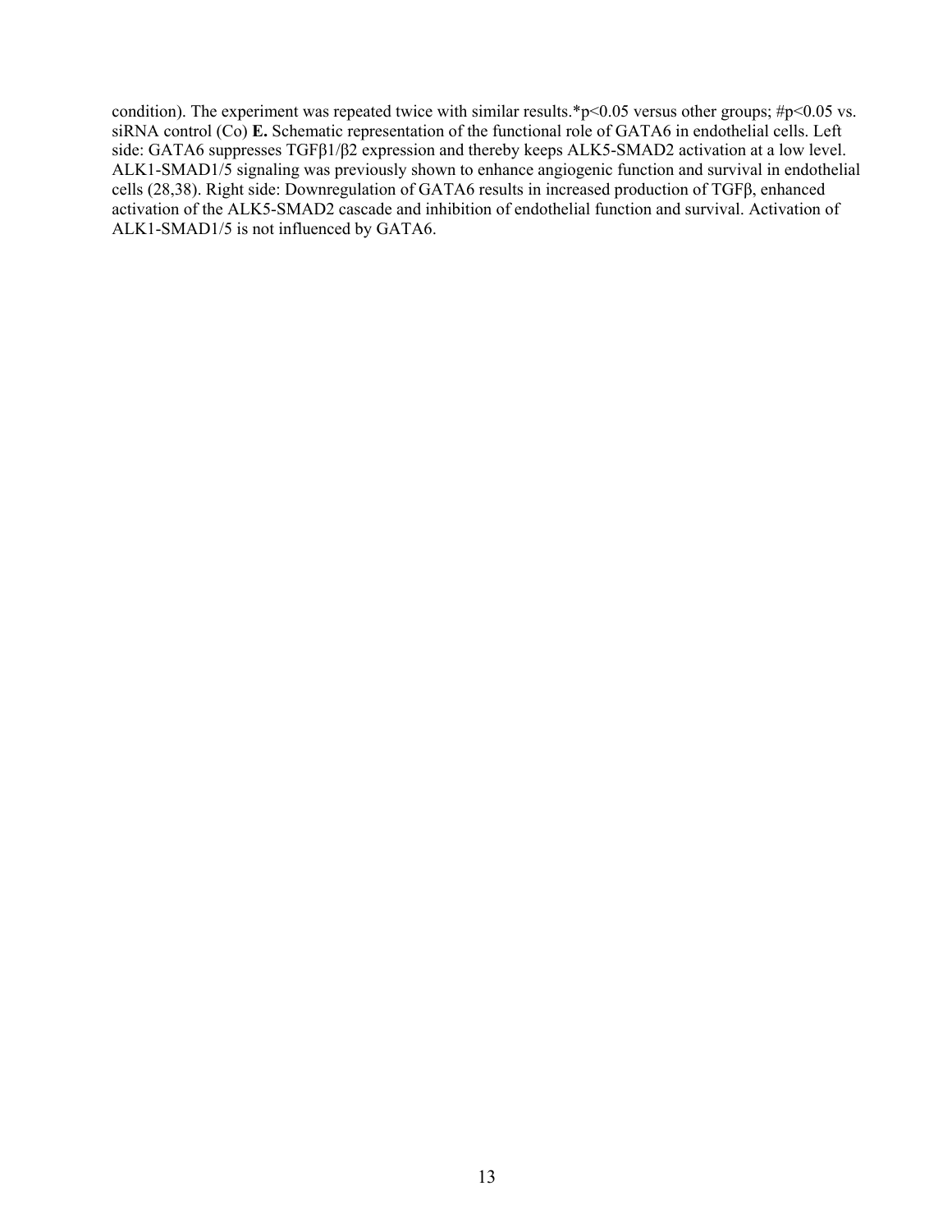condition). The experiment was repeated twice with similar results.*$p<0.05$ versus other groups; #$p<0.05$ vs. siRNA control (Co) **E.** Schematic representation of the functional role of GATA6 in endothelial cells. Left side: GATA6 suppresses TGFβ1/β2 expression and thereby keeps ALK5-SMAD2 activation at a low level. ALK1-SMAD1/5 signaling was previously shown to enhance angiogenic function and survival in endothelial cells (28,38). Right side: Downregulation of GATA6 results in increased production of TGFβ, enhanced activation of the ALK5-SMAD2 cascade and inhibition of endothelial function and survival. Activation of ALK1-SMAD1/5 is not influenced by GATA6.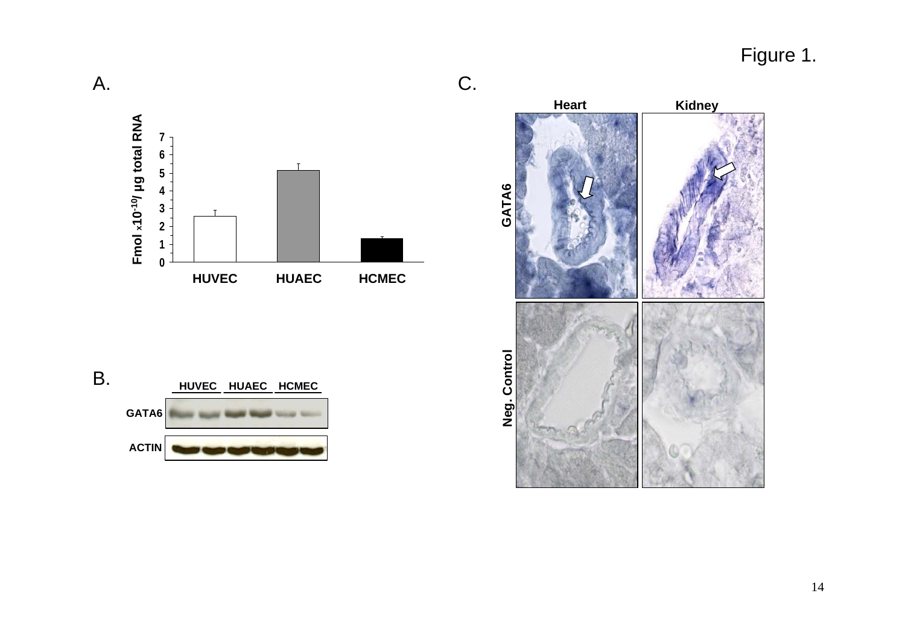Figure 1.

A.

Fmol x$10^{-10}$/ µg total RNA

HUVEC HUAEC HCMEC

B.

HUVEC HUAEC HCMEC

GATA6

ACTIN

C.

Heart Kidney

GATA6

Neg. Control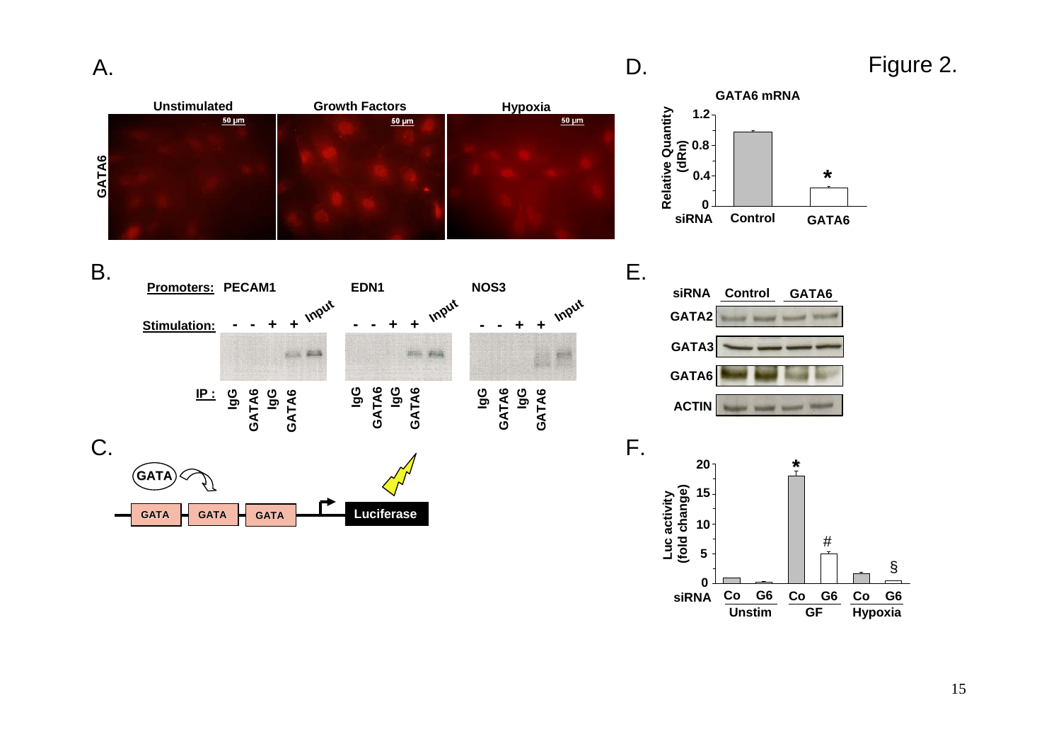Figure 2.

A.

Unstimulated | Growth Factors | Hypoxia

GATA6

50 µm

B.

Promoters: PECAM1 EDN1 NOS3

Stimulation: - - + + Input

IP : IgG GATA6 IgG GATA6

C.

GATA

GATA GATA GATA Luciferase

D.

GATA6 mRNA

Relative Quantity (dRn)

siRNA Control GATA6

E.

siRNA Control GATA6

GATA2

GATA3

GATA6

ACTIN

F.

Luc activity (fold change)

siRNA Co G6 Co G6 Co G6

Unstim GF Hypoxia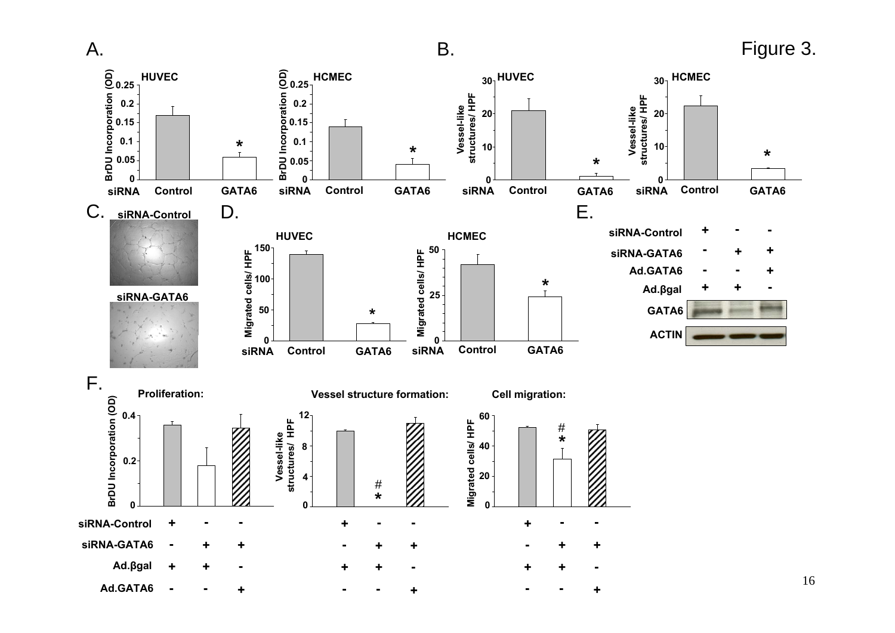Figure 3.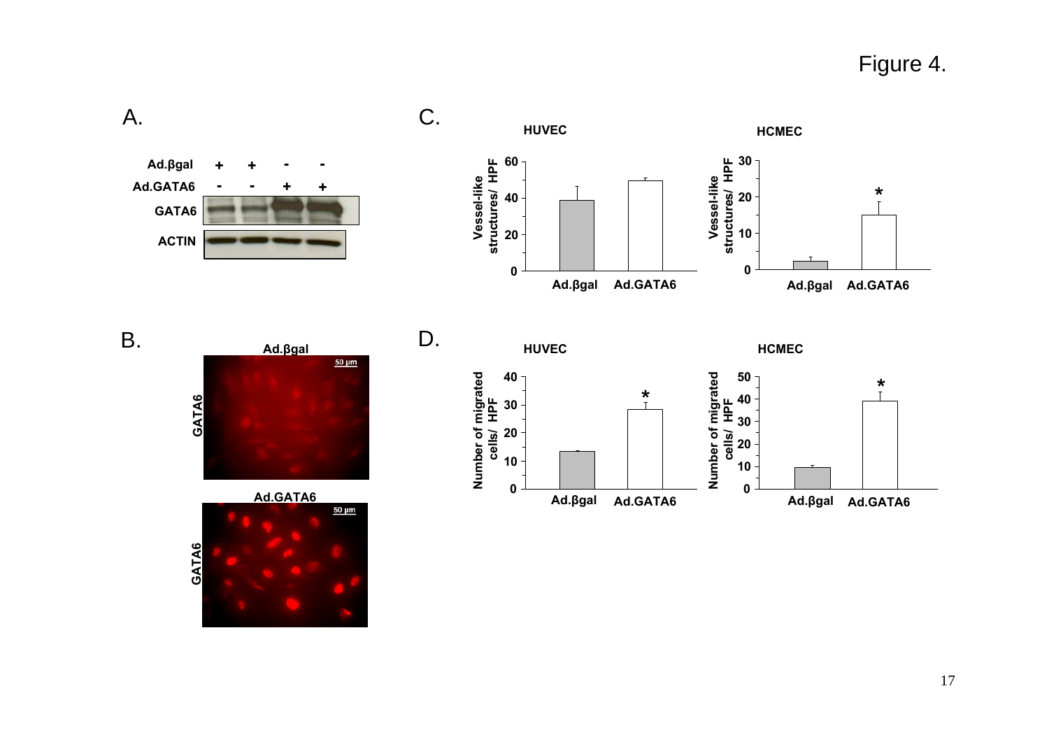Figure 4.

A.

| | | | | |
|---|---|---|---|---|
| Ad.βgal | + | + | - | - |
| Ad.GATA6 | - | - | + | + |
| GATA6 | | | | |
| ACTIN | | | | |

B.

Ad.βgal

GATA6

50 µm

Ad.GATA6

GATA6

50 µm

C.

HUVEC

Vessel-like structures/ HPF

Ad.βgal Ad.GATA6

HCMEC

Vessel-like structures/ HPF

Ad.βgal Ad.GATA6

D.

HUVEC

Number of migrated cells/ HPF

Ad.βgal Ad.GATA6

HCMEC

Number of migrated cells/ HPF

Ad.βgal Ad.GATA6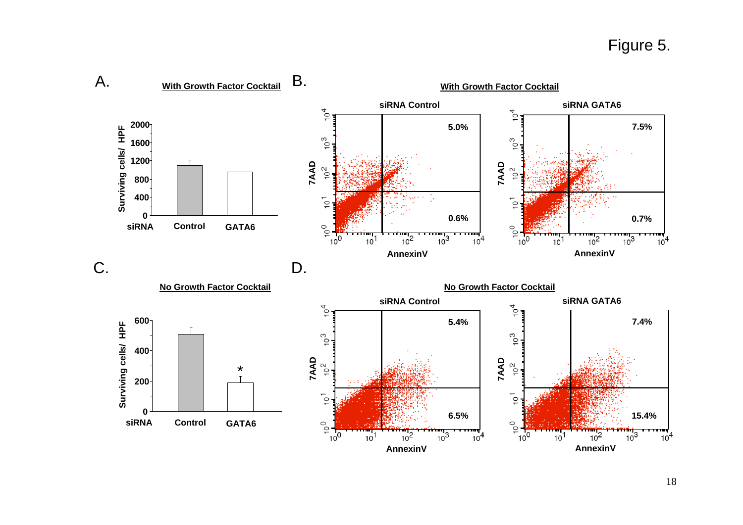Figure 5.

A. With Growth Factor Cocktail

Surviving cells/ HPF

siRNA Control GATA6

B. With Growth Factor Cocktail

siRNA Control: 5.0%, 0.6%

siRNA GATA6: 7.5%, 0.7%

7AAD / AnnexinV

C. No Growth Factor Cocktail

Surviving cells/ HPF

siRNA Control GATA6 *

D. No Growth Factor Cocktail

siRNA Control: 5.4%, 6.5%

siRNA GATA6: 7.4%, 15.4%

7AAD / AnnexinV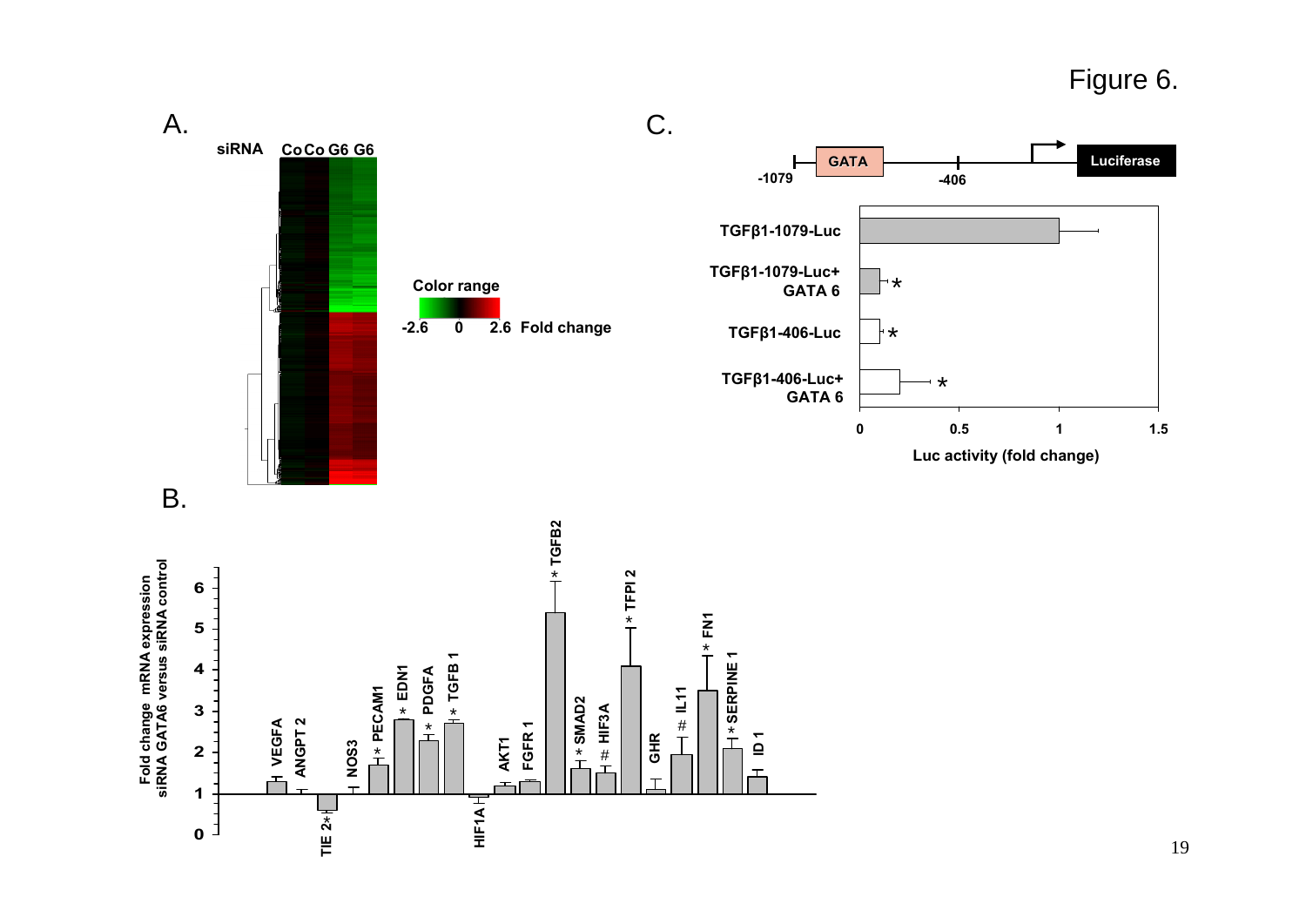Figure 6.

A.

siRNA Co Co G6 G6

Color range

-2.6 0 2.6 Fold change

B.

Fold change mRNA expression siRNA GATA6 versus siRNA control

VEGFA, ANGPT 2, TIE 2*, NOS3, * PECAM1, * EDN1, * PDGFA, * TGFB 1, HIF1A, AKT1, FGFR 1, * TGFB2, * SMAD2, # HIF3A, * TFPI 2, GHR, # IL11, * FN1, * SERPINE 1, ID 1

C.

-1079 GATA -406 Luciferase

TGFβ1-1079-Luc

TGFβ1-1079-Luc+ GATA 6 *

TGFβ1-406-Luc *

TGFβ1-406-Luc+ GATA 6 *

Luc activity (fold change)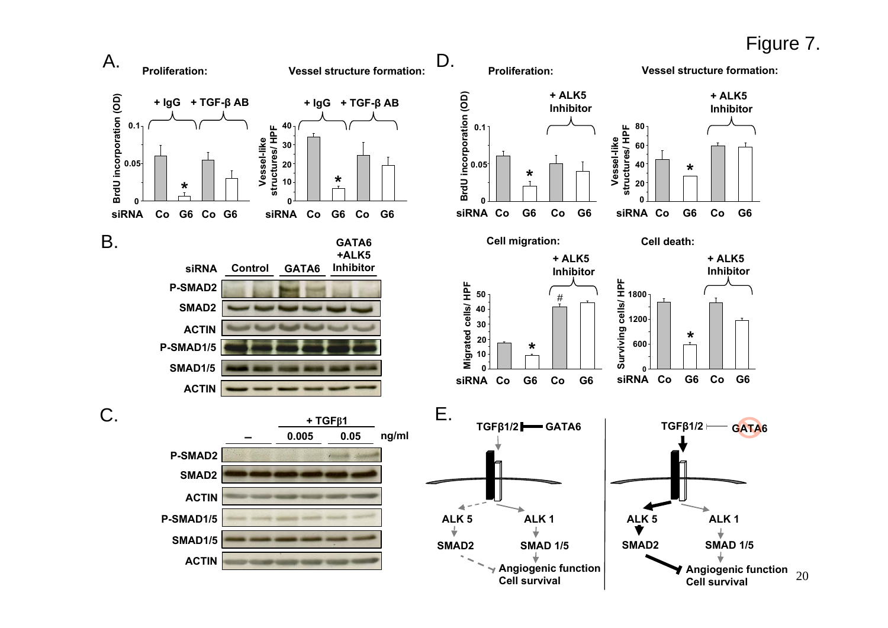Figure 7.

A.

Proliferation:

+ IgG + TGF-β AB

BrdU incorporation (OD)

0.1

0.05

0

*

siRNA Co G6 Co G6

Vessel structure formation:

+ IgG + TGF-β AB

Vessel-like structures/ HPF

40

30

20

10

0

*

siRNA Co G6 Co G6

B.

siRNA Control GATA6 GATA6 +ALK5 Inhibitor

P-SMAD2

SMAD2

ACTIN

P-SMAD1/5

SMAD1/5

ACTIN

C.

+ TGFβ1

– 0.005 0.05 ng/ml

P-SMAD2

SMAD2

ACTIN

P-SMAD1/5

SMAD1/5

ACTIN

D.

Proliferation:

+ ALK5 Inhibitor

BrdU incorporation (OD)

0.1

0.05

0

*

siRNA Co G6 Co G6

Vessel structure formation:

+ ALK5 Inhibitor

Vessel-like structures/ HPF

80

60

40

20

0

*

siRNA Co G6 Co G6

Cell migration:

+ ALK5 Inhibitor

Migrated cells/ HPF

50

40

30

20

10

0

*

#

siRNA Co G6 Co G6

Cell death:

+ ALK5 Inhibitor

Surviving cells/ HPF

1800

1200

600

0

*

siRNA Co G6 Co G6

E.

TGFβ1/2 GATA6

ALK 5

SMAD2

ALK 1

SMAD 1/5

Angiogenic function

Cell survival

TGFβ1/2 GATA6

ALK 5

SMAD2

ALK 1

SMAD 1/5

Angiogenic function

Cell survival